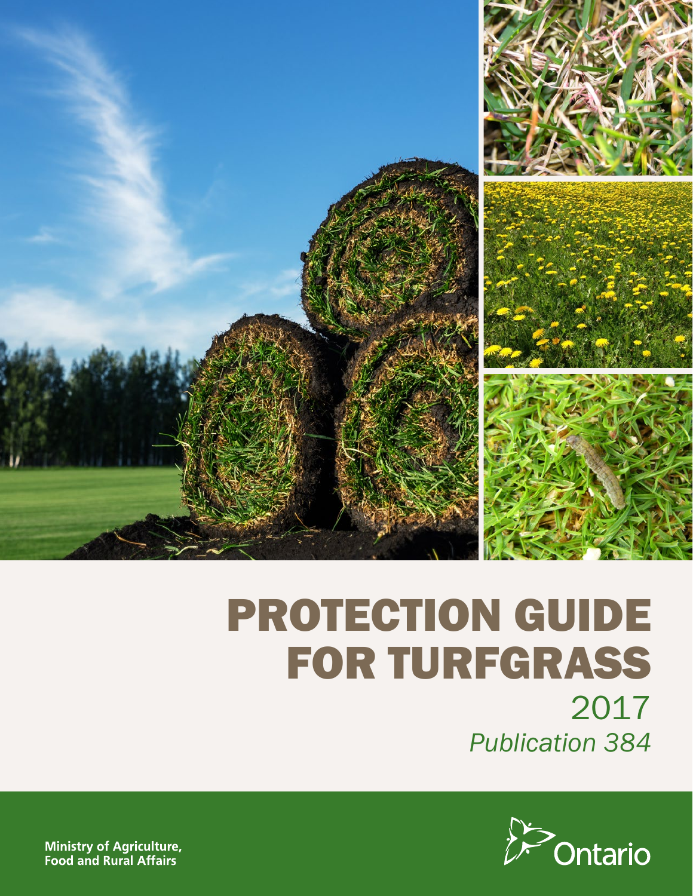# PROTECTION GUIDE FOR TURFGRASS

2017

*Publication 384*

Ministry of Agriculture, Food and Rural Affairs

Ontario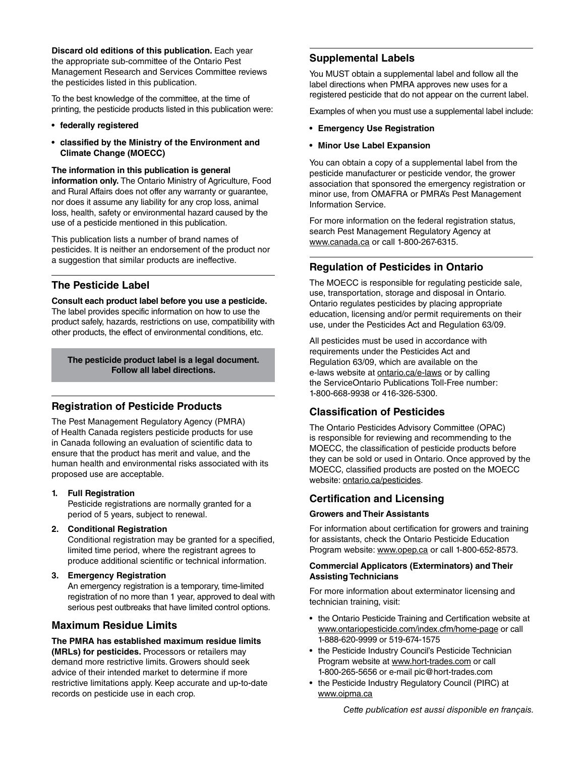**Discard old editions of this publication.** Each year the appropriate sub-committee of the Ontario Pest Management Research and Services Committee reviews the pesticides listed in this publication.

To the best knowledge of the committee, at the time of printing, the pesticide products listed in this publication were:

- **federally registered**
- **classified by the Ministry of the Environment and Climate Change (MOECC)**

**The information in this publication is general information only.** The Ontario Ministry of Agriculture, Food and Rural Affairs does not offer any warranty or guarantee, nor does it assume any liability for any crop loss, animal loss, health, safety or environmental hazard caused by the use of a pesticide mentioned in this publication.

This publication lists a number of brand names of pesticides. It is neither an endorsement of the product nor a suggestion that similar products are ineffective.

## The Pesticide Label

**Consult each product label before you use a pesticide.** The label provides specific information on how to use the product safely, hazards, restrictions on use, compatibility with other products, the effect of environmental conditions, etc.

**The pesticide product label is a legal document. Follow all label directions.**

## Registration of Pesticide Products

The Pest Management Regulatory Agency (PMRA) of Health Canada registers pesticide products for use in Canada following an evaluation of scientific data to ensure that the product has merit and value, and the human health and environmental risks associated with its proposed use are acceptable.

1. **Full Registration**
   Pesticide registrations are normally granted for a period of 5 years, subject to renewal.
2. **Conditional Registration**
   Conditional registration may be granted for a specified, limited time period, where the registrant agrees to produce additional scientific or technical information.
3. **Emergency Registration**
   An emergency registration is a temporary, time-limited registration of no more than 1 year, approved to deal with serious pest outbreaks that have limited control options.

## Maximum Residue Limits

**The PMRA has established maximum residue limits (MRLs) for pesticides.** Processors or retailers may demand more restrictive limits. Growers should seek advice of their intended market to determine if more restrictive limitations apply. Keep accurate and up-to-date records on pesticide use in each crop.

## Supplemental Labels

You MUST obtain a supplemental label and follow all the label directions when PMRA approves new uses for a registered pesticide that do not appear on the current label.

Examples of when you must use a supplemental label include:

- **Emergency Use Registration**
- **Minor Use Label Expansion**

You can obtain a copy of a supplemental label from the pesticide manufacturer or pesticide vendor, the grower association that sponsored the emergency registration or minor use, from OMAFRA or PMRA's Pest Management Information Service.

For more information on the federal registration status, search Pest Management Regulatory Agency at www.canada.ca or call 1-800-267-6315.

## Regulation of Pesticides in Ontario

The MOECC is responsible for regulating pesticide sale, use, transportation, storage and disposal in Ontario. Ontario regulates pesticides by placing appropriate education, licensing and/or permit requirements on their use, under the Pesticides Act and Regulation 63/09.

All pesticides must be used in accordance with requirements under the Pesticides Act and Regulation 63/09, which are available on the e-laws website at ontario.ca/e-laws or by calling the ServiceOntario Publications Toll-Free number: 1-800-668-9938 or 416-326-5300.

## Classification of Pesticides

The Ontario Pesticides Advisory Committee (OPAC) is responsible for reviewing and recommending to the MOECC, the classification of pesticide products before they can be sold or used in Ontario. Once approved by the MOECC, classified products are posted on the MOECC website: ontario.ca/pesticides.

## Certification and Licensing

### Growers and Their Assistants

For information about certification for growers and training for assistants, check the Ontario Pesticide Education Program website: www.opep.ca or call 1-800-652-8573.

### Commercial Applicators (Exterminators) and Their Assisting Technicians

For more information about exterminator licensing and technician training, visit:

- the Ontario Pesticide Training and Certification website at www.ontariopesticide.com/index.cfm/home-page or call 1-888-620-9999 or 519-674-1575
- the Pesticide Industry Council's Pesticide Technician Program website at www.hort-trades.com or call 1-800-265-5656 or e-mail pic@hort-trades.com
- the Pesticide Industry Regulatory Council (PIRC) at www.oipma.ca

*Cette publication est aussi disponible en français.*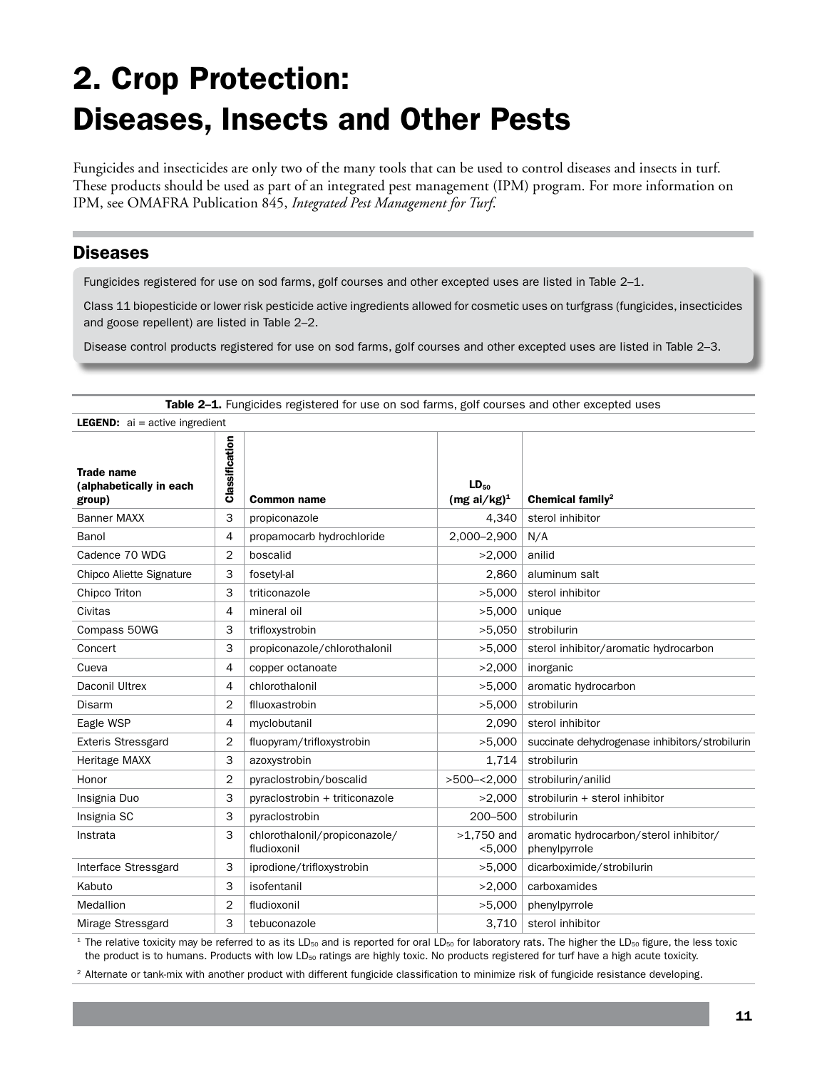# 2. Crop Protection: Diseases, Insects and Other Pests

Fungicides and insecticides are only two of the many tools that can be used to control diseases and insects in turf. These products should be used as part of an integrated pest management (IPM) program. For more information on IPM, see OMAFRA Publication 845, *Integrated Pest Management for Turf*.

## Diseases

Fungicides registered for use on sod farms, golf courses and other excepted uses are listed in Table 2–1.

Class 11 biopesticide or lower risk pesticide active ingredients allowed for cosmetic uses on turfgrass (fungicides, insecticides and goose repellent) are listed in Table 2–2.

Disease control products registered for use on sod farms, golf courses and other excepted uses are listed in Table 2–3.

**Table 2–1.** Fungicides registered for use on sod farms, golf courses and other excepted uses

**LEGEND:** ai = active ingredient

| Trade name (alphabetically in each group) | Classification | Common name | $LD_{50}$ (mg ai/kg)[1] | Chemical family[2] |
|---|---|---|---|---|
| Banner MAXX | 3 | propiconazole | 4,340 | sterol inhibitor |
| Banol | 4 | propamocarb hydrochloride | 2,000–2,900 | N/A |
| Cadence 70 WDG | 2 | boscalid | >2,000 | anilid |
| Chipco Aliette Signature | 3 | fosetyl-al | 2,860 | aluminum salt |
| Chipco Triton | 3 | triticonazole | >5,000 | sterol inhibitor |
| Civitas | 4 | mineral oil | >5,000 | unique |
| Compass 50WG | 3 | trifloxystrobin | >5,050 | strobilurin |
| Concert | 3 | propiconazole/chlorothalonil | >5,000 | sterol inhibitor/aromatic hydrocarbon |
| Cueva | 4 | copper octanoate | >2,000 | inorganic |
| Daconil Ultrex | 4 | chlorothalonil | >5,000 | aromatic hydrocarbon |
| Disarm | 2 | flluoxastrobin | >5,000 | strobilurin |
| Eagle WSP | 4 | myclobutanil | 2,090 | sterol inhibitor |
| Exteris Stressgard | 2 | fluopyram/trifloxystrobin | >5,000 | succinate dehydrogenase inhibitors/strobilurin |
| Heritage MAXX | 3 | azoxystrobin | 1,714 | strobilurin |
| Honor | 2 | pyraclostrobin/boscalid | >500–<2,000 | strobilurin/anilid |
| Insignia Duo | 3 | pyraclostrobin + triticonazole | >2,000 | strobilurin + sterol inhibitor |
| Insignia SC | 3 | pyraclostrobin | 200–500 | strobilurin |
| Instrata | 3 | chlorothalonil/propiconazole/fludioxonil | >1,750 and <5,000 | aromatic hydrocarbon/sterol inhibitor/phenylpyrrole |
| Interface Stressgard | 3 | iprodione/trifloxystrobin | >5,000 | dicarboximide/strobilurin |
| Kabuto | 3 | isofentanil | >2,000 | carboxamides |
| Medallion | 2 | fludioxonil | >5,000 | phenylpyrrole |
| Mirage Stressgard | 3 | tebuconazole | 3,710 | sterol inhibitor |

[1] The relative toxicity may be referred to as its $LD_{50}$ and is reported for oral $LD_{50}$ for laboratory rats. The higher the $LD_{50}$ figure, the less toxic the product is to humans. Products with low $LD_{50}$ ratings are highly toxic. No products registered for turf have a high acute toxicity.

[2] Alternate or tank-mix with another product with different fungicide classification to minimize risk of fungicide resistance developing.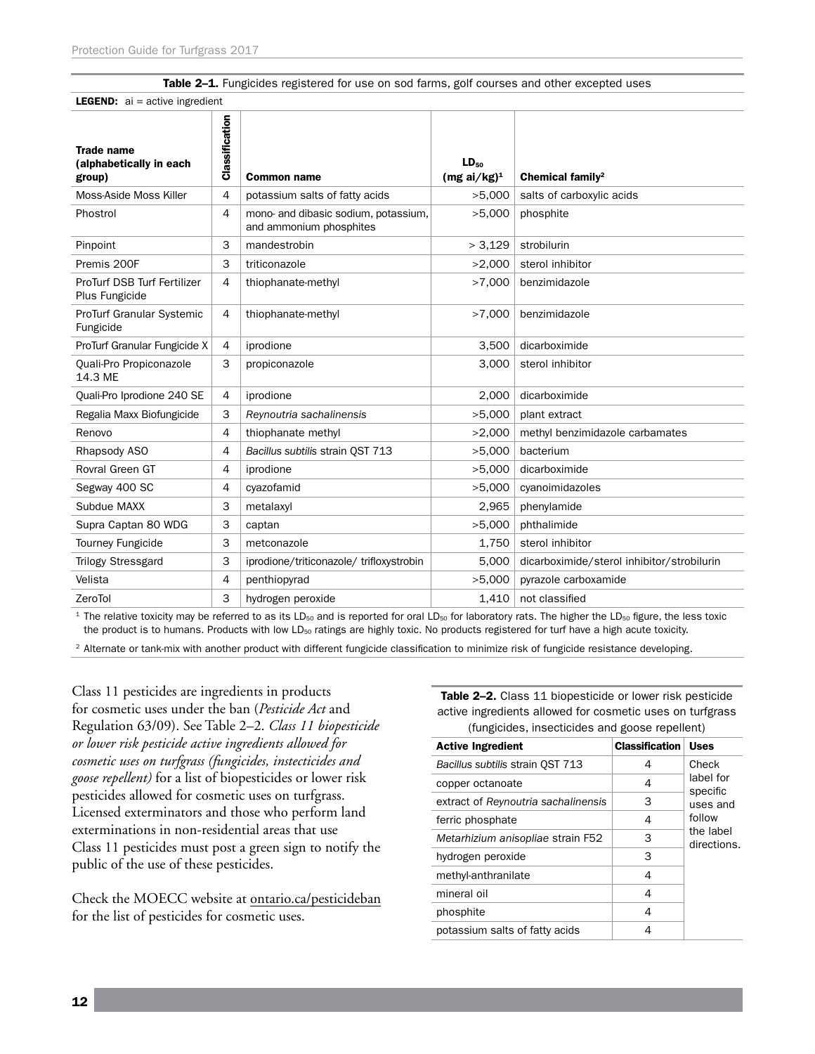**Table 2–1.** Fungicides registered for use on sod farms, golf courses and other excepted uses

**LEGEND:** ai = active ingredient

| Trade name (alphabetically in each group) | Classification | Common name | $LD_{50}$ (mg ai/kg)[1] | Chemical family[2] |
|---|---|---|---|---|
| Moss-Aside Moss Killer | 4 | potassium salts of fatty acids | >5,000 | salts of carboxylic acids |
| Phostrol | 4 | mono- and dibasic sodium, potassium, and ammonium phosphites | >5,000 | phosphite |
| Pinpoint | 3 | mandestrobin | > 3,129 | strobilurin |
| Premis 200F | 3 | triticonazole | >2,000 | sterol inhibitor |
| ProTurf DSB Turf Fertilizer Plus Fungicide | 4 | thiophanate-methyl | >7,000 | benzimidazole |
| ProTurf Granular Systemic Fungicide | 4 | thiophanate-methyl | >7,000 | benzimidazole |
| ProTurf Granular Fungicide X | 4 | iprodione | 3,500 | dicarboximide |
| Quali-Pro Propiconazole 14.3 ME | 3 | propiconazole | 3,000 | sterol inhibitor |
| Quali-Pro Iprodione 240 SE | 4 | iprodione | 2,000 | dicarboximide |
| Regalia Maxx Biofungicide | 3 | *Reynoutria sachalinensis* | >5,000 | plant extract |
| Renovo | 4 | thiophanate methyl | >2,000 | methyl benzimidazole carbamates |
| Rhapsody ASO | 4 | *Bacillus subtilis* strain QST 713 | >5,000 | bacterium |
| Rovral Green GT | 4 | iprodione | >5,000 | dicarboximide |
| Segway 400 SC | 4 | cyazofamid | >5,000 | cyanoimidazoles |
| Subdue MAXX | 3 | metalaxyl | 2,965 | phenylamide |
| Supra Captan 80 WDG | 3 | captan | >5,000 | phthalimide |
| Tourney Fungicide | 3 | metconazole | 1,750 | sterol inhibitor |
| Trilogy Stressgard | 3 | iprodione/triticonazole/ trifloxystrobin | 5,000 | dicarboximide/sterol inhibitor/strobilurin |
| Velista | 4 | penthiopyrad | >5,000 | pyrazole carboxamide |
| ZeroTol | 3 | hydrogen peroxide | 1,410 | not classified |

[1] The relative toxicity may be referred to as its $LD_{50}$ and is reported for oral $LD_{50}$ for laboratory rats. The higher the $LD_{50}$ figure, the less toxic the product is to humans. Products with low $LD_{50}$ ratings are highly toxic. No products registered for turf have a high acute toxicity.

[2] Alternate or tank-mix with another product with different fungicide classification to minimize risk of fungicide resistance developing.

Class 11 pesticides are ingredients in products for cosmetic uses under the ban (*Pesticide Act* and Regulation 63/09). See Table 2–2. *Class 11 biopesticide or lower risk pesticide active ingredients allowed for cosmetic uses on turfgrass (fungicides, instecticides and goose repellent)* for a list of biopesticides or lower risk pesticides allowed for cosmetic uses on turfgrass. Licensed exterminators and those who perform land exterminations in non-residential areas that use Class 11 pesticides must post a green sign to notify the public of the use of these pesticides.

Check the MOECC website at ontario.ca/pesticideban for the list of pesticides for cosmetic uses.

**Table 2–2.** Class 11 biopesticide or lower risk pesticide active ingredients allowed for cosmetic uses on turfgrass (fungicides, insecticides and goose repellent)

| Active Ingredient | Classification | Uses |
|---|---|---|
| *Bacillus subtilis* strain QST 713 | 4 | Check label for specific uses and follow the label directions. |
| copper octanoate | 4 | |
| extract of *Reynoutria sachalinensis* | 3 | |
| ferric phosphate | 4 | |
| *Metarhizium anisopliae* strain F52 | 3 | |
| hydrogen peroxide | 3 | |
| methyl-anthranilate | 4 | |
| mineral oil | 4 | |
| phosphite | 4 | |
| potassium salts of fatty acids | 4 | |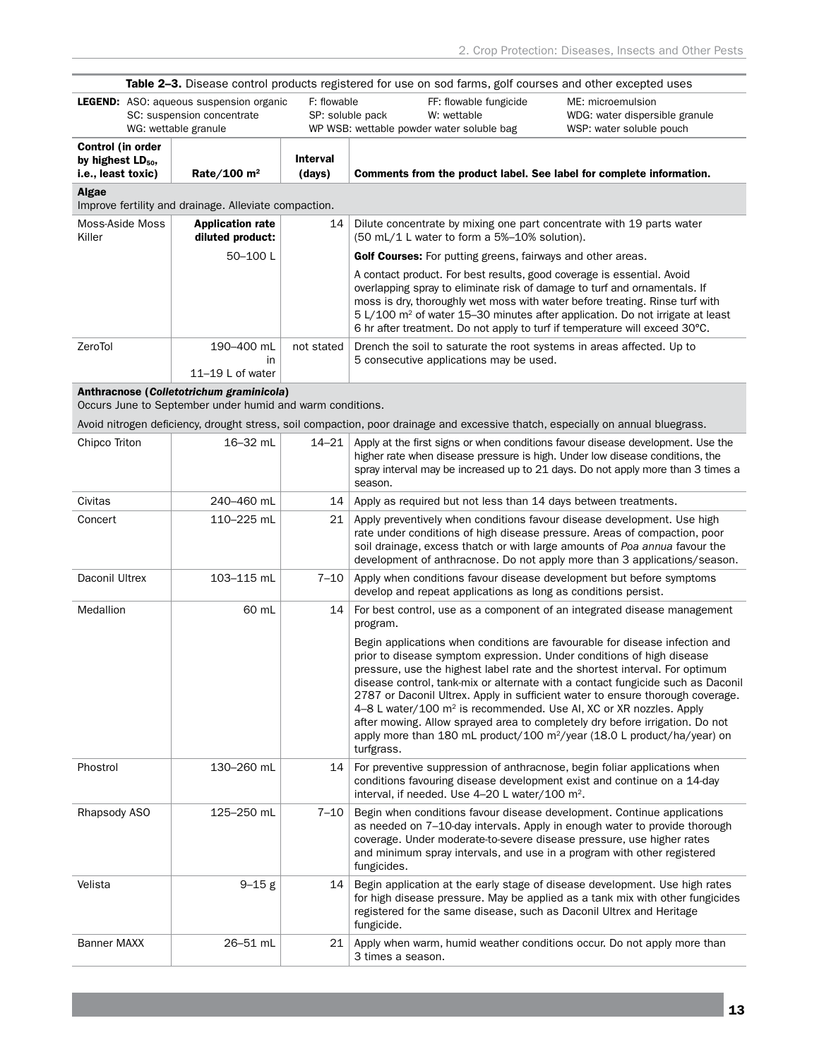**Table 2–3.** Disease control products registered for use on sod farms, golf courses and other excepted uses

**LEGEND:** ASO: aqueous suspension organic; SC: suspension concentrate; WG: wettable granule; F: flowable; SP: soluble pack; WP WSB: wettable powder water soluble bag; FF: flowable fungicide; W: wettable; ME: microemulsion; WDG: water dispersible granule; WSP: water soluble pouch

| Control (in order by highest $LD_{50}$, i.e., least toxic) | Rate/100 m² | Interval (days) | Comments from the product label. See label for complete information. |
|---|---|---|---|
| **Algae** Improve fertility and drainage. Alleviate compaction. | | | |
| Moss-Aside Moss Killer | **Application rate diluted product:** 50–100 L | 14 | Dilute concentrate by mixing one part concentrate with 19 parts water (50 mL/1 L water to form a 5%–10% solution). **Golf Courses:** For putting greens, fairways and other areas. A contact product. For best results, good coverage is essential. Avoid overlapping spray to eliminate risk of damage to turf and ornamentals. If moss is dry, thoroughly wet moss with water before treating. Rinse turf with 5 L/100 m² of water 15–30 minutes after application. Do not irrigate at least 6 hr after treatment. Do not apply to turf if temperature will exceed 30°C. |
| ZeroTol | 190–400 mL in 11–19 L of water | not stated | Drench the soil to saturate the root systems in areas affected. Up to 5 consecutive applications may be used. |
| **Anthracnose (*Colletotrichum graminicola*)** Occurs June to September under humid and warm conditions. Avoid nitrogen deficiency, drought stress, soil compaction, poor drainage and excessive thatch, especially on annual bluegrass. | | | |
| Chipco Triton | 16–32 mL | 14–21 | Apply at the first signs or when conditions favour disease development. Use the higher rate when disease pressure is high. Under low disease conditions, the spray interval may be increased up to 21 days. Do not apply more than 3 times a season. |
| Civitas | 240–460 mL | 14 | Apply as required but not less than 14 days between treatments. |
| Concert | 110–225 mL | 21 | Apply preventively when conditions favour disease development. Use high rate under conditions of high disease pressure. Areas of compaction, poor soil drainage, excess thatch or with large amounts of *Poa annua* favour the development of anthracnose. Do not apply more than 3 applications/season. |
| Daconil Ultrex | 103–115 mL | 7–10 | Apply when conditions favour disease development but before symptoms develop and repeat applications as long as conditions persist. |
| Medallion | 60 mL | 14 | For best control, use as a component of an integrated disease management program. Begin applications when conditions are favourable for disease infection and prior to disease symptom expression. Under conditions of high disease pressure, use the highest label rate and the shortest interval. For optimum disease control, tank-mix or alternate with a contact fungicide such as Daconil 2787 or Daconil Ultrex. Apply in sufficient water to ensure thorough coverage. 4–8 L water/100 m² is recommended. Use AI, XC or XR nozzles. Apply after mowing. Allow sprayed area to completely dry before irrigation. Do not apply more than 180 mL product/100 m²/year (18.0 L product/ha/year) on turfgrass. |
| Phostrol | 130–260 mL | 14 | For preventive suppression of anthracnose, begin foliar applications when conditions favouring disease development exist and continue on a 14-day interval, if needed. Use 4–20 L water/100 m². |
| Rhapsody ASO | 125–250 mL | 7–10 | Begin when conditions favour disease development. Continue applications as needed on 7–10-day intervals. Apply in enough water to provide thorough coverage. Under moderate-to-severe disease pressure, use higher rates and minimum spray intervals, and use in a program with other registered fungicides. |
| Velista | 9–15 g | 14 | Begin application at the early stage of disease development. Use high rates for high disease pressure. May be applied as a tank mix with other fungicides registered for the same disease, such as Daconil Ultrex and Heritage fungicide. |
| Banner MAXX | 26–51 mL | 21 | Apply when warm, humid weather conditions occur. Do not apply more than 3 times a season. |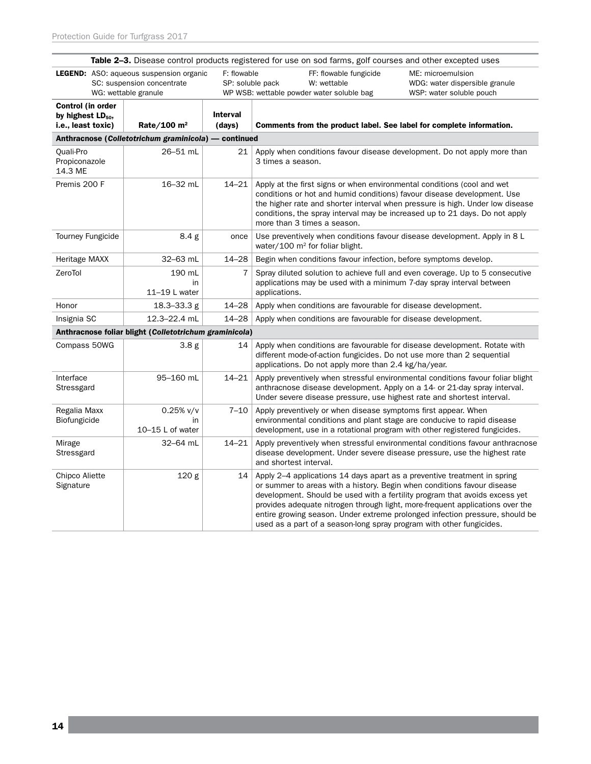**Table 2–3.** Disease control products registered for use on sod farms, golf courses and other excepted uses

**LEGEND:** ASO: aqueous suspension organic; F: flowable; FF: flowable fungicide; ME: microemulsion; SC: suspension concentrate; SP: soluble pack; W: wettable; WDG: water dispersible granule; WG: wettable granule; WP WSB: wettable powder water soluble bag; WSP: water soluble pouch

| Control (in order by highest $LD_{50}$, i.e., least toxic) | Rate/100 m² | Interval (days) | Comments from the product label. See label for complete information. |
|---|---|---|---|
| **Anthracnose (*Colletotrichum graminicola*) — continued** | | | |
| Quali-Pro Propiconazole 14.3 ME | 26–51 mL | 21 | Apply when conditions favour disease development. Do not apply more than 3 times a season. |
| Premis 200 F | 16–32 mL | 14–21 | Apply at the first signs or when environmental conditions (cool and wet conditions or hot and humid conditions) favour disease development. Use the higher rate and shorter interval when pressure is high. Under low disease conditions, the spray interval may be increased up to 21 days. Do not apply more than 3 times a season. |
| Tourney Fungicide | 8.4 g | once | Use preventively when conditions favour disease development. Apply in 8 L water/100 m² for foliar blight. |
| Heritage MAXX | 32–63 mL | 14–28 | Begin when conditions favour infection, before symptoms develop. |
| ZeroTol | 190 mL in 11–19 L water | 7 | Spray diluted solution to achieve full and even coverage. Up to 5 consecutive applications may be used with a minimum 7-day spray interval between applications. |
| Honor | 18.3–33.3 g | 14–28 | Apply when conditions are favourable for disease development. |
| Insignia SC | 12.3–22.4 mL | 14–28 | Apply when conditions are favourable for disease development. |
| **Anthracnose foliar blight (*Colletotrichum graminicola*)** | | | |
| Compass 50WG | 3.8 g | 14 | Apply when conditions are favourable for disease development. Rotate with different mode-of-action fungicides. Do not use more than 2 sequential applications. Do not apply more than 2.4 kg/ha/year. |
| Interface Stressgard | 95–160 mL | 14–21 | Apply preventively when stressful environmental conditions favour foliar blight anthracnose disease development. Apply on a 14- or 21-day spray interval. Under severe disease pressure, use highest rate and shortest interval. |
| Regalia Maxx Biofungicide | 0.25% v/v in 10–15 L of water | 7–10 | Apply preventively or when disease symptoms first appear. When environmental conditions and plant stage are conducive to rapid disease development, use in a rotational program with other registered fungicides. |
| Mirage Stressgard | 32–64 mL | 14–21 | Apply preventively when stressful environmental conditions favour anthracnose disease development. Under severe disease pressure, use the highest rate and shortest interval. |
| Chipco Aliette Signature | 120 g | 14 | Apply 2–4 applications 14 days apart as a preventive treatment in spring or summer to areas with a history. Begin when conditions favour disease development. Should be used with a fertility program that avoids excess yet provides adequate nitrogen through light, more-frequent applications over the entire growing season. Under extreme prolonged infection pressure, should be used as a part of a season-long spray program with other fungicides. |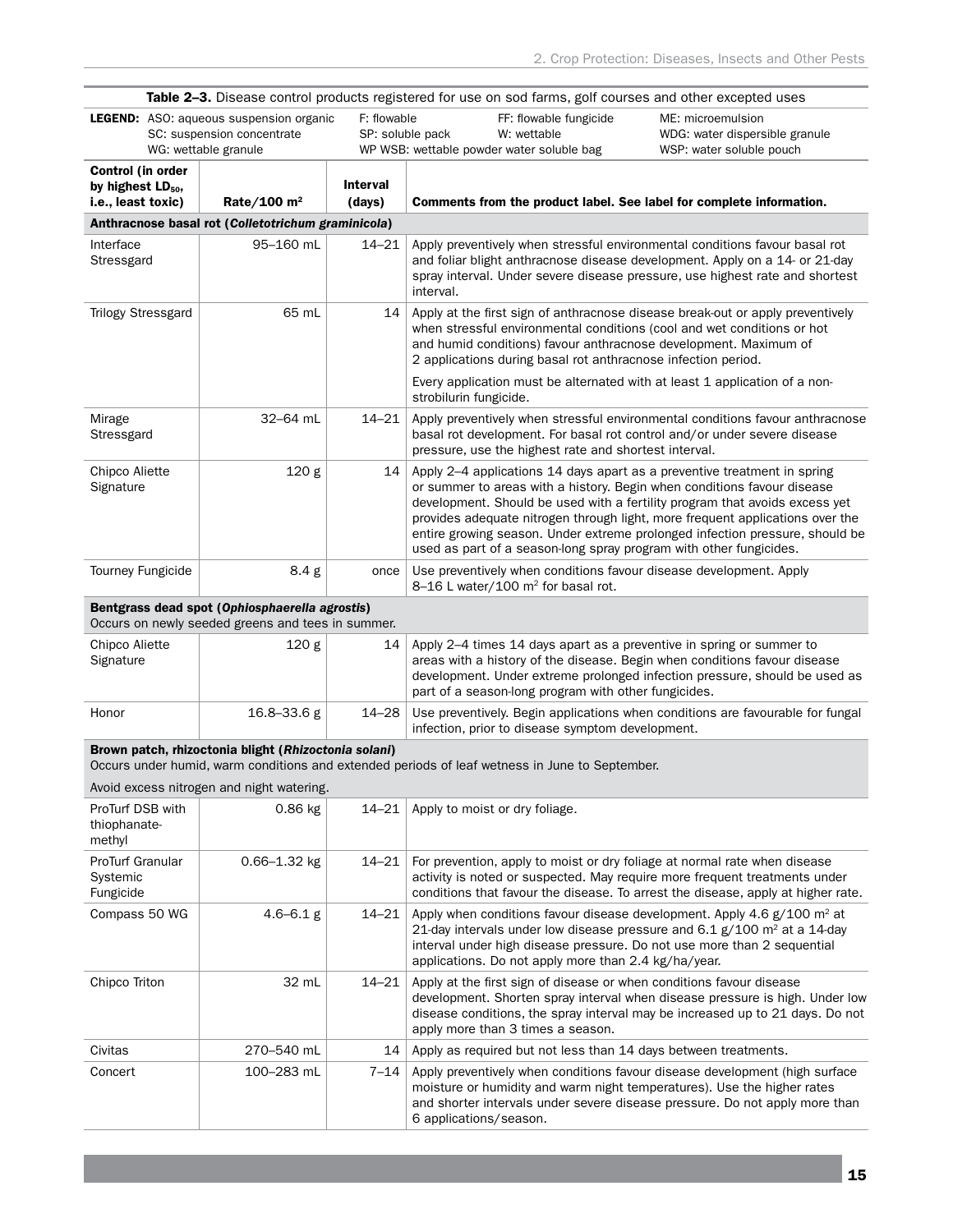**Table 2–3.** Disease control products registered for use on sod farms, golf courses and other excepted uses

**LEGEND:** ASO: aqueous suspension organic; F: flowable; FF: flowable fungicide; ME: microemulsion; SC: suspension concentrate; SP: soluble pack; W: wettable; WDG: water dispersible granule; WG: wettable granule; WP WSB: wettable powder water soluble bag; WSP: water soluble pouch

| Control (in order by highest $LD_{50}$, i.e., least toxic) | Rate/100 m² | Interval (days) | Comments from the product label. See label for complete information. |
|---|---|---|---|
| **Anthracnose basal rot (*Colletotrichum graminicola*)** | | | |
| Interface Stressgard | 95–160 mL | 14–21 | Apply preventively when stressful environmental conditions favour basal rot and foliar blight anthracnose disease development. Apply on a 14- or 21-day spray interval. Under severe disease pressure, use highest rate and shortest interval. |
| Trilogy Stressgard | 65 mL | 14 | Apply at the first sign of anthracnose disease break-out or apply preventively when stressful environmental conditions (cool and wet conditions or hot and humid conditions) favour anthracnose development. Maximum of 2 applications during basal rot anthracnose infection period. Every application must be alternated with at least 1 application of a non-strobilurin fungicide. |
| Mirage Stressgard | 32–64 mL | 14–21 | Apply preventively when stressful environmental conditions favour anthracnose basal rot development. For basal rot control and/or under severe disease pressure, use the highest rate and shortest interval. |
| Chipco Aliette Signature | 120 g | 14 | Apply 2–4 applications 14 days apart as a preventive treatment in spring or summer to areas with a history. Begin when conditions favour disease development. Should be used with a fertility program that avoids excess yet provides adequate nitrogen through light, more frequent applications over the entire growing season. Under extreme prolonged infection pressure, should be used as part of a season-long spray program with other fungicides. |
| Tourney Fungicide | 8.4 g | once | Use preventively when conditions favour disease development. Apply 8–16 L water/100 m² for basal rot. |
| **Bentgrass dead spot (*Ophiosphaerella agrostis*)** Occurs on newly seeded greens and tees in summer. | | | |
| Chipco Aliette Signature | 120 g | 14 | Apply 2–4 times 14 days apart as a preventive in spring or summer to areas with a history of the disease. Begin when conditions favour disease development. Under extreme prolonged infection pressure, should be used as part of a season-long program with other fungicides. |
| Honor | 16.8–33.6 g | 14–28 | Use preventively. Begin applications when conditions are favourable for fungal infection, prior to disease symptom development. |
| **Brown patch, rhizoctonia blight (*Rhizoctonia solani*)** Occurs under humid, warm conditions and extended periods of leaf wetness in June to September. Avoid excess nitrogen and night watering. | | | |
| ProTurf DSB with thiophanate-methyl | 0.86 kg | 14–21 | Apply to moist or dry foliage. |
| ProTurf Granular Systemic Fungicide | 0.66–1.32 kg | 14–21 | For prevention, apply to moist or dry foliage at normal rate when disease activity is noted or suspected. May require more frequent treatments under conditions that favour the disease. To arrest the disease, apply at higher rate. |
| Compass 50 WG | 4.6–6.1 g | 14–21 | Apply when conditions favour disease development. Apply 4.6 g/100 m² at 21-day intervals under low disease pressure and 6.1 g/100 m² at a 14-day interval under high disease pressure. Do not use more than 2 sequential applications. Do not apply more than 2.4 kg/ha/year. |
| Chipco Triton | 32 mL | 14–21 | Apply at the first sign of disease or when conditions favour disease development. Shorten spray interval when disease pressure is high. Under low disease conditions, the spray interval may be increased up to 21 days. Do not apply more than 3 times a season. |
| Civitas | 270–540 mL | 14 | Apply as required but not less than 14 days between treatments. |
| Concert | 100–283 mL | 7–14 | Apply preventively when conditions favour disease development (high surface moisture or humidity and warm night temperatures). Use the higher rates and shorter intervals under severe disease pressure. Do not apply more than 6 applications/season. |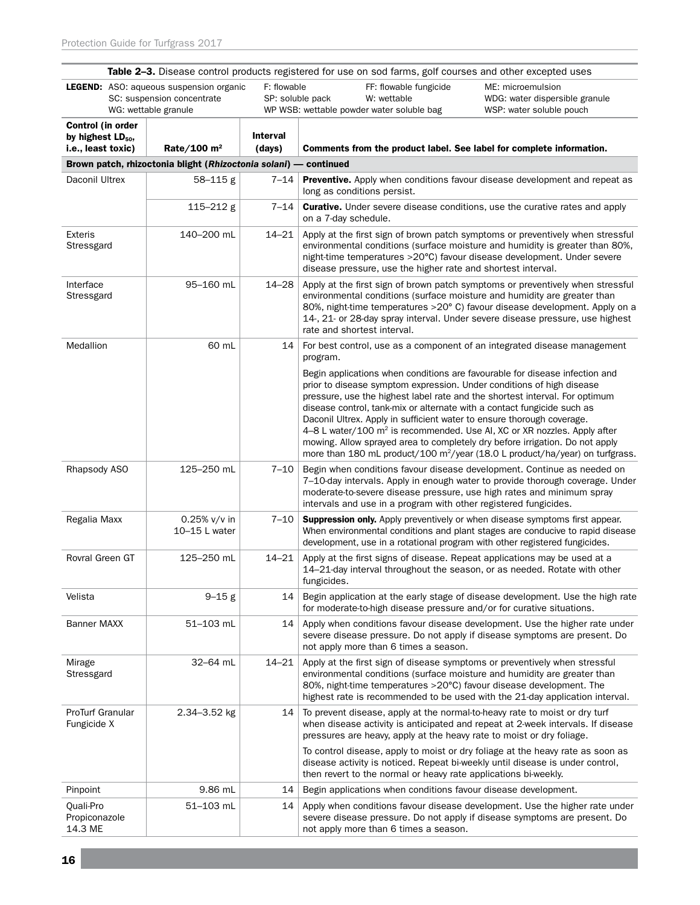**Table 2–3.** Disease control products registered for use on sod farms, golf courses and other excepted uses

**LEGEND:** ASO: aqueous suspension organic; SC: suspension concentrate; WG: wettable granule; F: flowable; SP: soluble pack; WP WSB: wettable powder water soluble bag; FF: flowable fungicide; W: wettable; ME: microemulsion; WDG: water dispersible granule; WSP: water soluble pouch

| Control (in order by highest $LD_{50}$, i.e., least toxic) | Rate/100 m² | Interval (days) | Comments from the product label. See label for complete information. |
|---|---|---|---|
| **Brown patch, rhizoctonia blight (*Rhizoctonia solani*) — continued** | | | |
| Daconil Ultrex | 58–115 g | 7–14 | **Preventive.** Apply when conditions favour disease development and repeat as long as conditions persist. |
| | 115–212 g | 7–14 | **Curative.** Under severe disease conditions, use the curative rates and apply on a 7-day schedule. |
| Exteris Stressgard | 140–200 mL | 14–21 | Apply at the first sign of brown patch symptoms or preventively when stressful environmental conditions (surface moisture and humidity is greater than 80%, night-time temperatures >20°C) favour disease development. Under severe disease pressure, use the higher rate and shortest interval. |
| Interface Stressgard | 95–160 mL | 14–28 | Apply at the first sign of brown patch symptoms or preventively when stressful environmental conditions (surface moisture and humidity are greater than 80%, night-time temperatures >20° C) favour disease development. Apply on a 14-, 21- or 28-day spray interval. Under severe disease pressure, use highest rate and shortest interval. |
| Medallion | 60 mL | 14 | For best control, use as a component of an integrated disease management program. Begin applications when conditions are favourable for disease infection and prior to disease symptom expression. Under conditions of high disease pressure, use the highest label rate and the shortest interval. For optimum disease control, tank-mix or alternate with a contact fungicide such as Daconil Ultrex. Apply in sufficient water to ensure thorough coverage. 4–8 L water/100 m² is recommended. Use AI, XC or XR nozzles. Apply after mowing. Allow sprayed area to completely dry before irrigation. Do not apply more than 180 mL product/100 m²/year (18.0 L product/ha/year) on turfgrass. |
| Rhapsody ASO | 125–250 mL | 7–10 | Begin when conditions favour disease development. Continue as needed on 7–10-day intervals. Apply in enough water to provide thorough coverage. Under moderate-to-severe disease pressure, use high rates and minimum spray intervals and use in a program with other registered fungicides. |
| Regalia Maxx | 0.25% v/v in 10–15 L water | 7–10 | **Suppression only.** Apply preventively or when disease symptoms first appear. When environmental conditions and plant stages are conducive to rapid disease development, use in a rotational program with other registered fungicides. |
| Rovral Green GT | 125–250 mL | 14–21 | Apply at the first signs of disease. Repeat applications may be used at a 14–21-day interval throughout the season, or as needed. Rotate with other fungicides. |
| Velista | 9–15 g | 14 | Begin application at the early stage of disease development. Use the high rate for moderate-to-high disease pressure and/or for curative situations. |
| Banner MAXX | 51–103 mL | 14 | Apply when conditions favour disease development. Use the higher rate under severe disease pressure. Do not apply if disease symptoms are present. Do not apply more than 6 times a season. |
| Mirage Stressgard | 32–64 mL | 14–21 | Apply at the first sign of disease symptoms or preventively when stressful environmental conditions (surface moisture and humidity are greater than 80%, night-time temperatures >20°C) favour disease development. The highest rate is recommended to be used with the 21-day application interval. |
| ProTurf Granular Fungicide X | 2.34–3.52 kg | 14 | To prevent disease, apply at the normal-to-heavy rate to moist or dry turf when disease activity is anticipated and repeat at 2-week intervals. If disease pressures are heavy, apply at the heavy rate to moist or dry foliage. To control disease, apply to moist or dry foliage at the heavy rate as soon as disease activity is noticed. Repeat bi-weekly until disease is under control, then revert to the normal or heavy rate applications bi-weekly. |
| Pinpoint | 9.86 mL | 14 | Begin applications when conditions favour disease development. |
| Quali-Pro Propiconazole 14.3 ME | 51–103 mL | 14 | Apply when conditions favour disease development. Use the higher rate under severe disease pressure. Do not apply if disease symptoms are present. Do not apply more than 6 times a season. |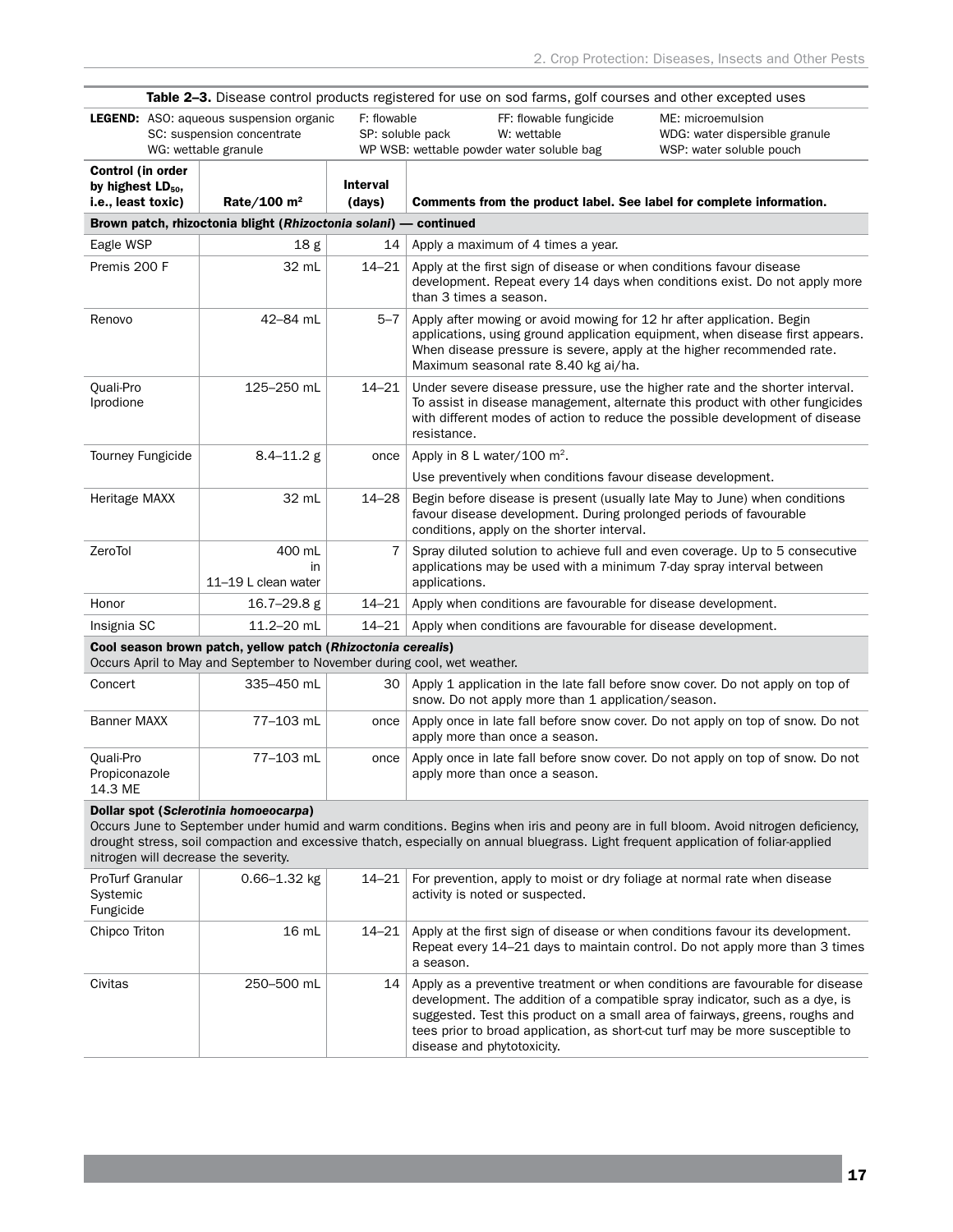**Table 2–3.** Disease control products registered for use on sod farms, golf courses and other excepted uses

**LEGEND:** ASO: aqueous suspension organic; F: flowable; FF: flowable fungicide; ME: microemulsion; SC: suspension concentrate; SP: soluble pack; W: wettable; WDG: water dispersible granule; WG: wettable granule; WP WSB: wettable powder water soluble bag; WSP: water soluble pouch

| Control (in order by highest $LD_{50}$, i.e., least toxic) | Rate/100 m² | Interval (days) | Comments from the product label. See label for complete information. |
|---|---|---|---|
| **Brown patch, rhizoctonia blight (*Rhizoctonia solani*) — continued** | | | |
| Eagle WSP | 18 g | 14 | Apply a maximum of 4 times a year. |
| Premis 200 F | 32 mL | 14–21 | Apply at the first sign of disease or when conditions favour disease development. Repeat every 14 days when conditions exist. Do not apply more than 3 times a season. |
| Renovo | 42–84 mL | 5–7 | Apply after mowing or avoid mowing for 12 hr after application. Begin applications, using ground application equipment, when disease first appears. When disease pressure is severe, apply at the higher recommended rate. Maximum seasonal rate 8.40 kg ai/ha. |
| Quali-Pro Iprodione | 125–250 mL | 14–21 | Under severe disease pressure, use the higher rate and the shorter interval. To assist in disease management, alternate this product with other fungicides with different modes of action to reduce the possible development of disease resistance. |
| Tourney Fungicide | 8.4–11.2 g | once | Apply in 8 L water/100 m². Use preventively when conditions favour disease development. |
| Heritage MAXX | 32 mL | 14–28 | Begin before disease is present (usually late May to June) when conditions favour disease development. During prolonged periods of favourable conditions, apply on the shorter interval. |
| ZeroTol | 400 mL in 11–19 L clean water | 7 | Spray diluted solution to achieve full and even coverage. Up to 5 consecutive applications may be used with a minimum 7-day spray interval between applications. |
| Honor | 16.7–29.8 g | 14–21 | Apply when conditions are favourable for disease development. |
| Insignia SC | 11.2–20 mL | 14–21 | Apply when conditions are favourable for disease development. |
| **Cool season brown patch, yellow patch (*Rhizoctonia cerealis*)** Occurs April to May and September to November during cool, wet weather. | | | |
| Concert | 335–450 mL | 30 | Apply 1 application in the late fall before snow cover. Do not apply on top of snow. Do not apply more than 1 application/season. |
| Banner MAXX | 77–103 mL | once | Apply once in late fall before snow cover. Do not apply on top of snow. Do not apply more than once a season. |
| Quali-Pro Propiconazole 14.3 ME | 77–103 mL | once | Apply once in late fall before snow cover. Do not apply on top of snow. Do not apply more than once a season. |
| **Dollar spot (*Sclerotinia homoeocarpa*)** Occurs June to September under humid and warm conditions. Begins when iris and peony are in full bloom. Avoid nitrogen deficiency, drought stress, soil compaction and excessive thatch, especially on annual bluegrass. Light frequent application of foliar-applied nitrogen will decrease the severity. | | | |
| ProTurf Granular Systemic Fungicide | 0.66–1.32 kg | 14–21 | For prevention, apply to moist or dry foliage at normal rate when disease activity is noted or suspected. |
| Chipco Triton | 16 mL | 14–21 | Apply at the first sign of disease or when conditions favour its development. Repeat every 14–21 days to maintain control. Do not apply more than 3 times a season. |
| Civitas | 250–500 mL | 14 | Apply as a preventive treatment or when conditions are favourable for disease development. The addition of a compatible spray indicator, such as a dye, is suggested. Test this product on a small area of fairways, greens, roughs and tees prior to broad application, as short-cut turf may be more susceptible to disease and phytotoxicity. |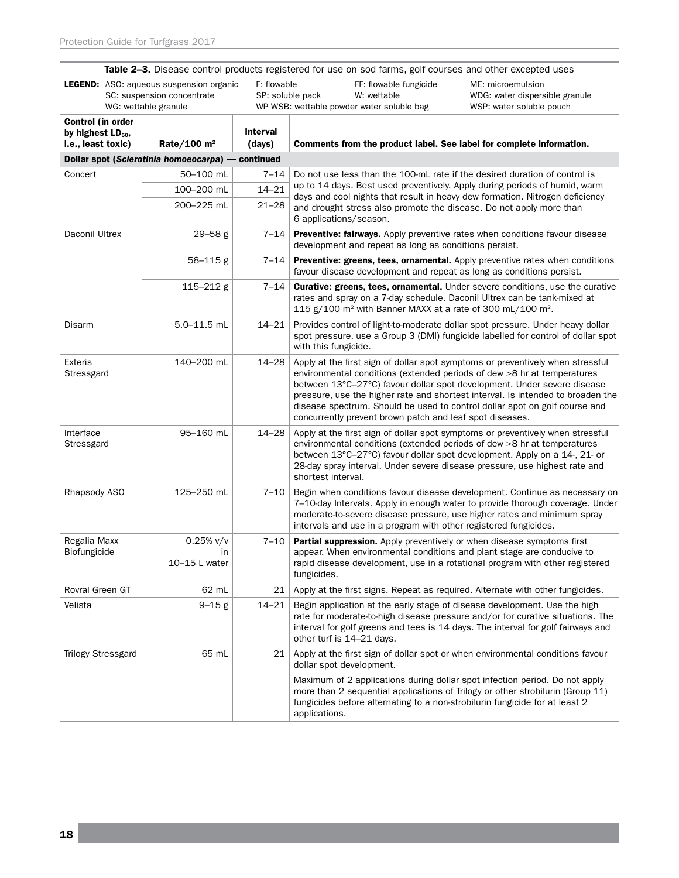**Table 2–3.** Disease control products registered for use on sod farms, golf courses and other excepted uses

**LEGEND:** ASO: aqueous suspension organic; SC: suspension concentrate; WG: wettable granule; F: flowable; SP: soluble pack; WP WSB: wettable powder water soluble bag; FF: flowable fungicide; W: wettable; ME: microemulsion; WDG: water dispersible granule; WSP: water soluble pouch

| Control (in order by highest $LD_{50}$, i.e., least toxic) | Rate/100 m² | Interval (days) | Comments from the product label. See label for complete information. |
|---|---|---|---|
| **Dollar spot (*Sclerotinia homoeocarpa*) — continued** | | | |
| Concert | 50–100 mL | 7–14 | Do not use less than the 100-mL rate if the desired duration of control is up to 14 days. Best used preventively. Apply during periods of humid, warm days and cool nights that result in heavy dew formation. Nitrogen deficiency and drought stress also promote the disease. Do not apply more than 6 applications/season. |
| | 100–200 mL | 14–21 | |
| | 200–225 mL | 21–28 | |
| Daconil Ultrex | 29–58 g | 7–14 | **Preventive: fairways.** Apply preventive rates when conditions favour disease development and repeat as long as conditions persist. |
| | 58–115 g | 7–14 | **Preventive: greens, tees, ornamental.** Apply preventive rates when conditions favour disease development and repeat as long as conditions persist. |
| | 115–212 g | 7–14 | **Curative: greens, tees, ornamental.** Under severe conditions, use the curative rates and spray on a 7-day schedule. Daconil Ultrex can be tank-mixed at 115 g/100 m² with Banner MAXX at a rate of 300 mL/100 m². |
| Disarm | 5.0–11.5 mL | 14–21 | Provides control of light-to-moderate dollar spot pressure. Under heavy dollar spot pressure, use a Group 3 (DMI) fungicide labelled for control of dollar spot with this fungicide. |
| Exteris Stressgard | 140–200 mL | 14–28 | Apply at the first sign of dollar spot symptoms or preventively when stressful environmental conditions (extended periods of dew >8 hr at temperatures between 13°C–27°C) favour dollar spot development. Under severe disease pressure, use the higher rate and shortest interval. Is intended to broaden the disease spectrum. Should be used to control dollar spot on golf course and concurrently prevent brown patch and leaf spot diseases. |
| Interface Stressgard | 95–160 mL | 14–28 | Apply at the first sign of dollar spot symptoms or preventively when stressful environmental conditions (extended periods of dew >8 hr at temperatures between 13°C–27°C) favour dollar spot development. Apply on a 14-, 21- or 28-day spray interval. Under severe disease pressure, use highest rate and shortest interval. |
| Rhapsody ASO | 125–250 mL | 7–10 | Begin when conditions favour disease development. Continue as necessary on 7–10-day Intervals. Apply in enough water to provide thorough coverage. Under moderate-to-severe disease pressure, use higher rates and minimum spray intervals and use in a program with other registered fungicides. |
| Regalia Maxx Biofungicide | 0.25% v/v in 10–15 L water | 7–10 | **Partial suppression.** Apply preventively or when disease symptoms first appear. When environmental conditions and plant stage are conducive to rapid disease development, use in a rotational program with other registered fungicides. |
| Rovral Green GT | 62 mL | 21 | Apply at the first signs. Repeat as required. Alternate with other fungicides. |
| Velista | 9–15 g | 14–21 | Begin application at the early stage of disease development. Use the high rate for moderate-to-high disease pressure and/or for curative situations. The interval for golf greens and tees is 14 days. The interval for golf fairways and other turf is 14–21 days. |
| Trilogy Stressgard | 65 mL | 21 | Apply at the first sign of dollar spot or when environmental conditions favour dollar spot development.<br><br>Maximum of 2 applications during dollar spot infection period. Do not apply more than 2 sequential applications of Trilogy or other strobilurin (Group 11) fungicides before alternating to a non-strobilurin fungicide for at least 2 applications. |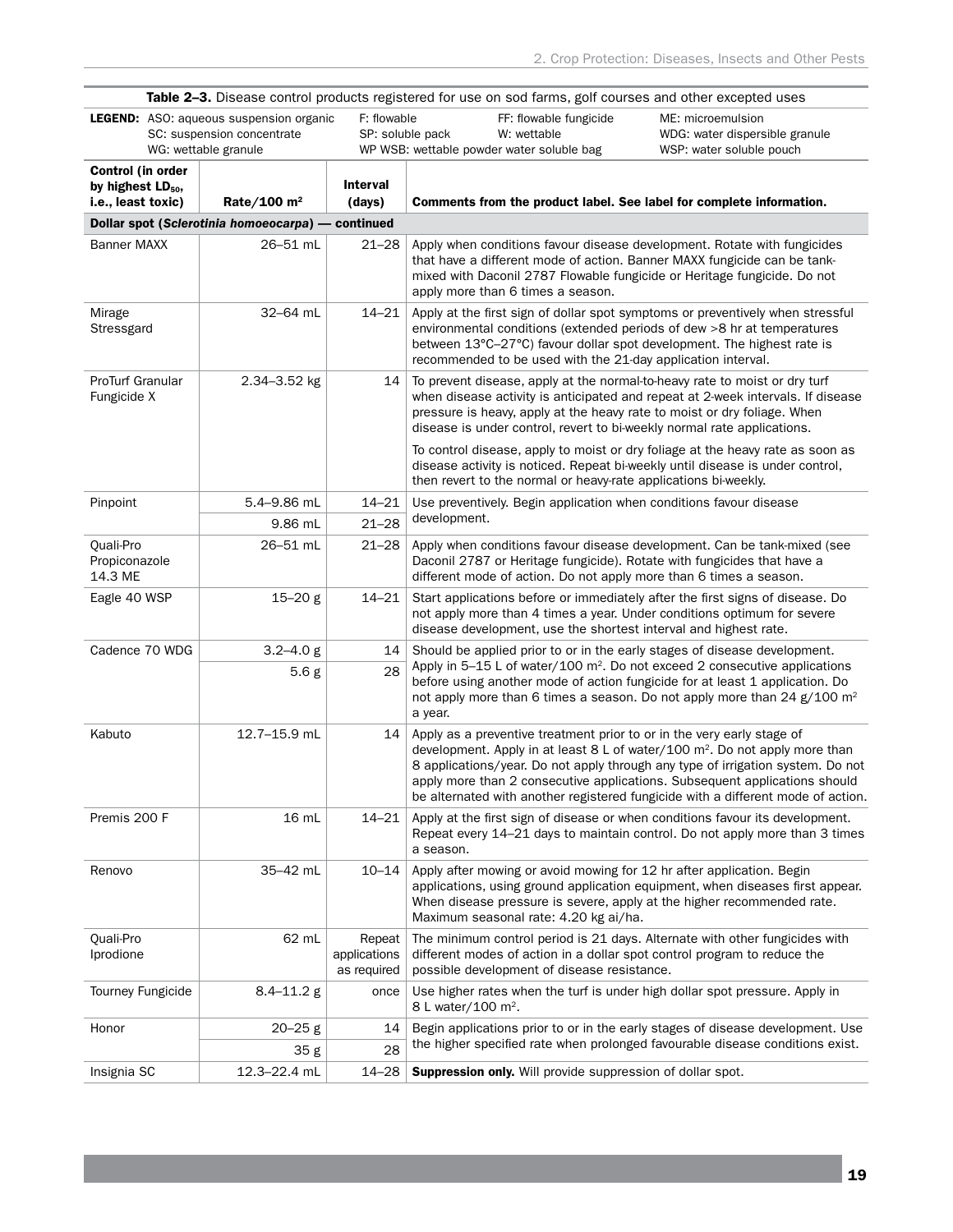**Table 2–3.** Disease control products registered for use on sod farms, golf courses and other excepted uses

**LEGEND:** ASO: aqueous suspension organic; SC: suspension concentrate; WG: wettable granule; F: flowable; SP: soluble pack; WP WSB: wettable powder water soluble bag; FF: flowable fungicide; W: wettable; ME: microemulsion; WDG: water dispersible granule; WSP: water soluble pouch

| Control (in order by highest $LD_{50}$, i.e., least toxic) | Rate/100 m² | Interval (days) | Comments from the product label. See label for complete information. |
|---|---|---|---|
| **Dollar spot (*Sclerotinia homoeocarpa*) — continued** | | | |
| Banner MAXX | 26–51 mL | 21–28 | Apply when conditions favour disease development. Rotate with fungicides that have a different mode of action. Banner MAXX fungicide can be tank-mixed with Daconil 2787 Flowable fungicide or Heritage fungicide. Do not apply more than 6 times a season. |
| Mirage Stressgard | 32–64 mL | 14–21 | Apply at the first sign of dollar spot symptoms or preventively when stressful environmental conditions (extended periods of dew >8 hr at temperatures between 13°C–27°C) favour dollar spot development. The highest rate is recommended to be used with the 21-day application interval. |
| ProTurf Granular Fungicide X | 2.34–3.52 kg | 14 | To prevent disease, apply at the normal-to-heavy rate to moist or dry turf when disease activity is anticipated and repeat at 2-week intervals. If disease pressure is heavy, apply at the heavy rate to moist or dry foliage. When disease is under control, revert to bi-weekly normal rate applications. To control disease, apply to moist or dry foliage at the heavy rate as soon as disease activity is noticed. Repeat bi-weekly until disease is under control, then revert to the normal or heavy-rate applications bi-weekly. |
| Pinpoint | 5.4–9.86 mL | 14–21 | Use preventively. Begin application when conditions favour disease development. |
| | 9.86 mL | 21–28 | |
| Quali-Pro Propiconazole 14.3 ME | 26–51 mL | 21–28 | Apply when conditions favour disease development. Can be tank-mixed (see Daconil 2787 or Heritage fungicide). Rotate with fungicides that have a different mode of action. Do not apply more than 6 times a season. |
| Eagle 40 WSP | 15–20 g | 14–21 | Start applications before or immediately after the first signs of disease. Do not apply more than 4 times a year. Under conditions optimum for severe disease development, use the shortest interval and highest rate. |
| Cadence 70 WDG | 3.2–4.0 g | 14 | Should be applied prior to or in the early stages of disease development. Apply in 5–15 L of water/100 m². Do not exceed 2 consecutive applications before using another mode of action fungicide for at least 1 application. Do not apply more than 6 times a season. Do not apply more than 24 g/100 m² a year. |
| | 5.6 g | 28 | |
| Kabuto | 12.7–15.9 mL | 14 | Apply as a preventive treatment prior to or in the very early stage of development. Apply in at least 8 L of water/100 m². Do not apply more than 8 applications/year. Do not apply through any type of irrigation system. Do not apply more than 2 consecutive applications. Subsequent applications should be alternated with another registered fungicide with a different mode of action. |
| Premis 200 F | 16 mL | 14–21 | Apply at the first sign of disease or when conditions favour its development. Repeat every 14–21 days to maintain control. Do not apply more than 3 times a season. |
| Renovo | 35–42 mL | 10–14 | Apply after mowing or avoid mowing for 12 hr after application. Begin applications, using ground application equipment, when diseases first appear. When disease pressure is severe, apply at the higher recommended rate. Maximum seasonal rate: 4.20 kg ai/ha. |
| Quali-Pro Iprodione | 62 mL | Repeat applications as required | The minimum control period is 21 days. Alternate with other fungicides with different modes of action in a dollar spot control program to reduce the possible development of disease resistance. |
| Tourney Fungicide | 8.4–11.2 g | once | Use higher rates when the turf is under high dollar spot pressure. Apply in 8 L water/100 m². |
| Honor | 20–25 g | 14 | Begin applications prior to or in the early stages of disease development. Use the higher specified rate when prolonged favourable disease conditions exist. |
| | 35 g | 28 | |
| Insignia SC | 12.3–22.4 mL | 14–28 | **Suppression only.** Will provide suppression of dollar spot. |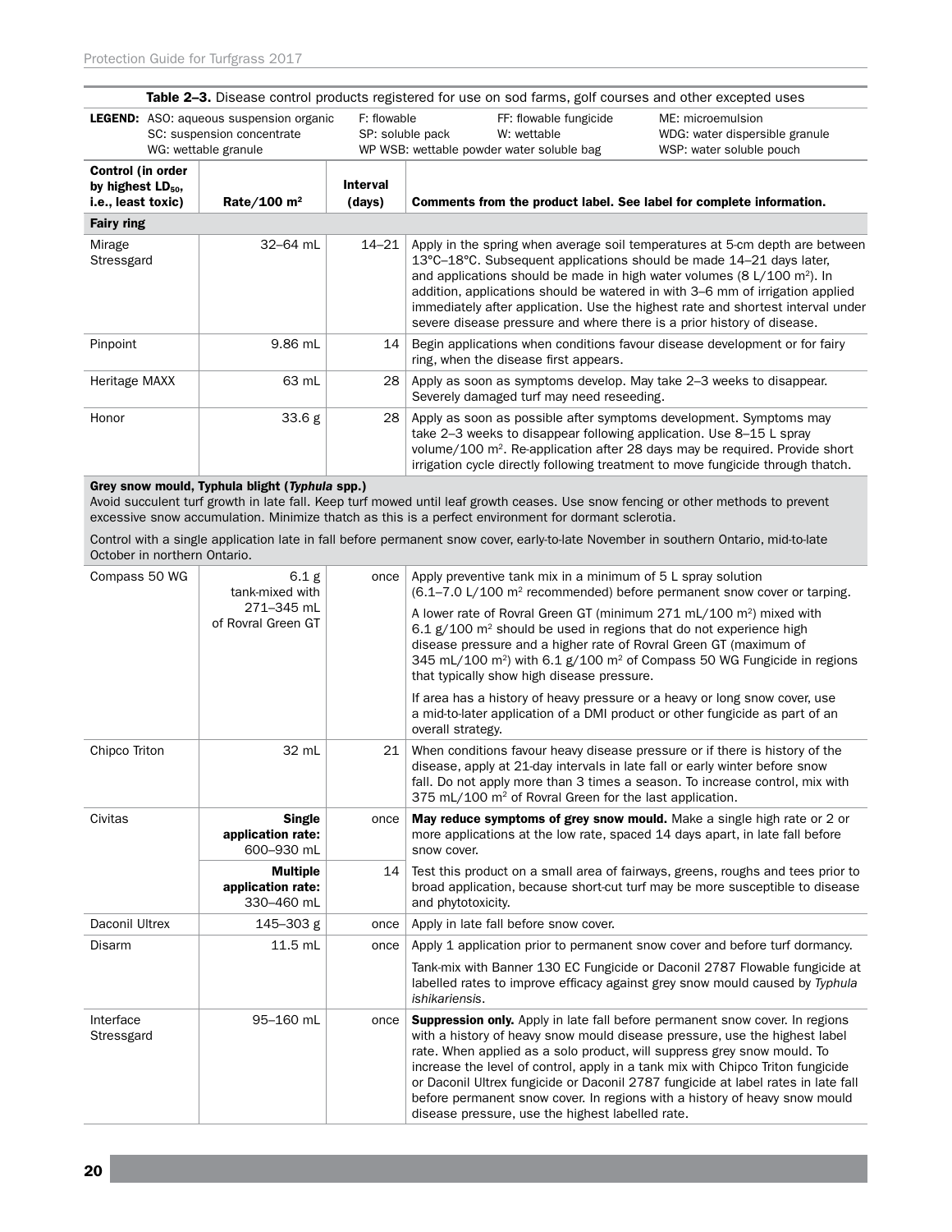**Table 2–3.** Disease control products registered for use on sod farms, golf courses and other excepted uses

**LEGEND:** ASO: aqueous suspension organic; F: flowable; FF: flowable fungicide; ME: microemulsion; SC: suspension concentrate; SP: soluble pack; W: wettable; WDG: water dispersible granule; WG: wettable granule; WP WSB: wettable powder water soluble bag; WSP: water soluble pouch

| Control (in order by highest $LD_{50}$, i.e., least toxic) | Rate/100 m² | Interval (days) | Comments from the product label. See label for complete information. |
|---|---|---|---|
| **Fairy ring** | | | |
| Mirage Stressgard | 32–64 mL | 14–21 | Apply in the spring when average soil temperatures at 5-cm depth are between 13°C–18°C. Subsequent applications should be made 14–21 days later, and applications should be made in high water volumes (8 L/100 m²). In addition, applications should be watered in with 3–6 mm of irrigation applied immediately after application. Use the highest rate and shortest interval under severe disease pressure and where there is a prior history of disease. |
| Pinpoint | 9.86 mL | 14 | Begin applications when conditions favour disease development or for fairy ring, when the disease first appears. |
| Heritage MAXX | 63 mL | 28 | Apply as soon as symptoms develop. May take 2–3 weeks to disappear. Severely damaged turf may need reseeding. |
| Honor | 33.6 g | 28 | Apply as soon as possible after symptoms development. Symptoms may take 2–3 weeks to disappear following application. Use 8–15 L spray volume/100 m². Re-application after 28 days may be required. Provide short irrigation cycle directly following treatment to move fungicide through thatch. |
| **Grey snow mould, Typhula blight (*Typhula* spp.)**<br>Avoid succulent turf growth in late fall. Keep turf mowed until leaf growth ceases. Use snow fencing or other methods to prevent excessive snow accumulation. Minimize thatch as this is a perfect environment for dormant sclerotia.<br>Control with a single application late in fall before permanent snow cover, early-to-late November in southern Ontario, mid-to-late October in northern Ontario. | | | |
| Compass 50 WG | 6.1 g tank-mixed with 271–345 mL of Rovral Green GT | once | Apply preventive tank mix in a minimum of 5 L spray solution (6.1–7.0 L/100 m² recommended) before permanent snow cover or tarping.<br>A lower rate of Rovral Green GT (minimum 271 mL/100 m²) mixed with 6.1 g/100 m² should be used in regions that do not experience high disease pressure and a higher rate of Rovral Green GT (maximum of 345 mL/100 m²) with 6.1 g/100 m² of Compass 50 WG Fungicide in regions that typically show high disease pressure.<br>If area has a history of heavy pressure or a heavy or long snow cover, use a mid-to-later application of a DMI product or other fungicide as part of an overall strategy. |
| Chipco Triton | 32 mL | 21 | When conditions favour heavy disease pressure or if there is history of the disease, apply at 21-day intervals in late fall or early winter before snow fall. Do not apply more than 3 times a season. To increase control, mix with 375 mL/100 m² of Rovral Green for the last application. |
| Civitas | **Single application rate:** 600–930 mL | once | **May reduce symptoms of grey snow mould.** Make a single high rate or 2 or more applications at the low rate, spaced 14 days apart, in late fall before snow cover. |
| | **Multiple application rate:** 330–460 mL | 14 | Test this product on a small area of fairways, greens, roughs and tees prior to broad application, because short-cut turf may be more susceptible to disease and phytotoxicity. |
| Daconil Ultrex | 145–303 g | once | Apply in late fall before snow cover. |
| Disarm | 11.5 mL | once | Apply 1 application prior to permanent snow cover and before turf dormancy.<br>Tank-mix with Banner 130 EC Fungicide or Daconil 2787 Flowable fungicide at labelled rates to improve efficacy against grey snow mould caused by *Typhula ishikariensis*. |
| Interface Stressgard | 95–160 mL | once | **Suppression only.** Apply in late fall before permanent snow cover. In regions with a history of heavy snow mould disease pressure, use the highest label rate. When applied as a solo product, will suppress grey snow mould. To increase the level of control, apply in a tank mix with Chipco Triton fungicide or Daconil Ultrex fungicide or Daconil 2787 fungicide at label rates in late fall before permanent snow cover. In regions with a history of heavy snow mould disease pressure, use the highest labelled rate. |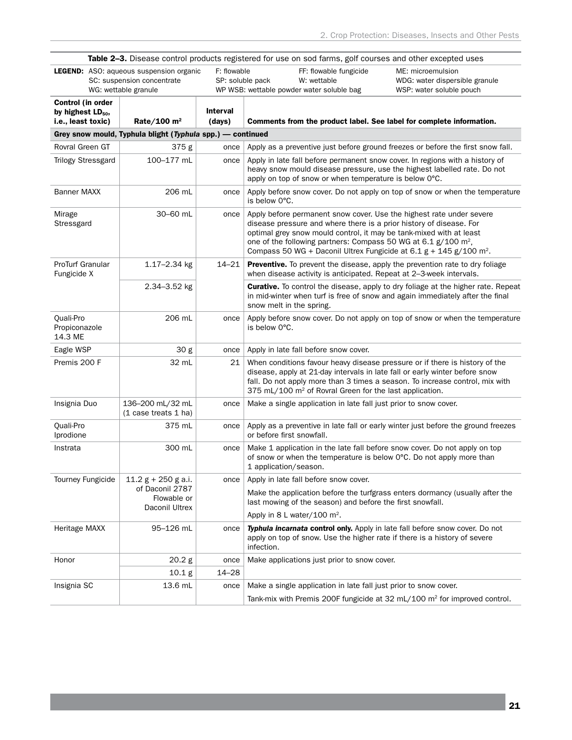**Table 2–3.** Disease control products registered for use on sod farms, golf courses and other excepted uses

**LEGEND:** ASO: aqueous suspension organic; SC: suspension concentrate; WG: wettable granule; F: flowable; SP: soluble pack; WP WSB: wettable powder water soluble bag; FF: flowable fungicide; W: wettable; ME: microemulsion; WDG: water dispersible granule; WSP: water soluble pouch

| Control (in order by highest $LD_{50}$, i.e., least toxic) | Rate/100 m² | Interval (days) | Comments from the product label. See label for complete information. |
|---|---|---|---|
| **Grey snow mould, Typhula blight (*Typhula* spp.) — continued** | | | |
| Rovral Green GT | 375 g | once | Apply as a preventive just before ground freezes or before the first snow fall. |
| Trilogy Stressgard | 100–177 mL | once | Apply in late fall before permanent snow cover. In regions with a history of heavy snow mould disease pressure, use the highest labelled rate. Do not apply on top of snow or when temperature is below 0°C. |
| Banner MAXX | 206 mL | once | Apply before snow cover. Do not apply on top of snow or when the temperature is below 0°C. |
| Mirage Stressgard | 30–60 mL | once | Apply before permanent snow cover. Use the highest rate under severe disease pressure and where there is a prior history of disease. For optimal grey snow mould control, it may be tank-mixed with at least one of the following partners: Compass 50 WG at 6.1 g/100 m², Compass 50 WG + Daconil Ultrex Fungicide at 6.1 g + 145 g/100 m². |
| ProTurf Granular Fungicide X | 1.17–2.34 kg | 14–21 | **Preventive.** To prevent the disease, apply the prevention rate to dry foliage when disease activity is anticipated. Repeat at 2–3-week intervals. |
| | 2.34–3.52 kg | | **Curative.** To control the disease, apply to dry foliage at the higher rate. Repeat in mid-winter when turf is free of snow and again immediately after the final snow melt in the spring. |
| Quali-Pro Propiconazole 14.3 ME | 206 mL | once | Apply before snow cover. Do not apply on top of snow or when the temperature is below 0°C. |
| Eagle WSP | 30 g | once | Apply in late fall before snow cover. |
| Premis 200 F | 32 mL | 21 | When conditions favour heavy disease pressure or if there is history of the disease, apply at 21-day intervals in late fall or early winter before snow fall. Do not apply more than 3 times a season. To increase control, mix with 375 mL/100 m² of Rovral Green for the last application. |
| Insignia Duo | 136–200 mL/32 mL (1 case treats 1 ha) | once | Make a single application in late fall just prior to snow cover. |
| Quali-Pro Iprodione | 375 mL | once | Apply as a preventive in late fall or early winter just before the ground freezes or before first snowfall. |
| Instrata | 300 mL | once | Make 1 application in the late fall before snow cover. Do not apply on top of snow or when the temperature is below 0°C. Do not apply more than 1 application/season. |
| Tourney Fungicide | 11.2 g + 250 g a.i. of Daconil 2787 Flowable or Daconil Ultrex | once | Apply in late fall before snow cover.<br>Make the application before the turfgrass enters dormancy (usually after the last mowing of the season) and before the first snowfall.<br>Apply in 8 L water/100 m². |
| Heritage MAXX | 95–126 mL | once | ***Typhula incarnata* control only.** Apply in late fall before snow cover. Do not apply on top of snow. Use the higher rate if there is a history of severe infection. |
| Honor | 20.2 g | once | Make applications just prior to snow cover. |
| | 10.1 g | 14–28 | |
| Insignia SC | 13.6 mL | once | Make a single application in late fall just prior to snow cover.<br>Tank-mix with Premis 200F fungicide at 32 mL/100 m² for improved control. |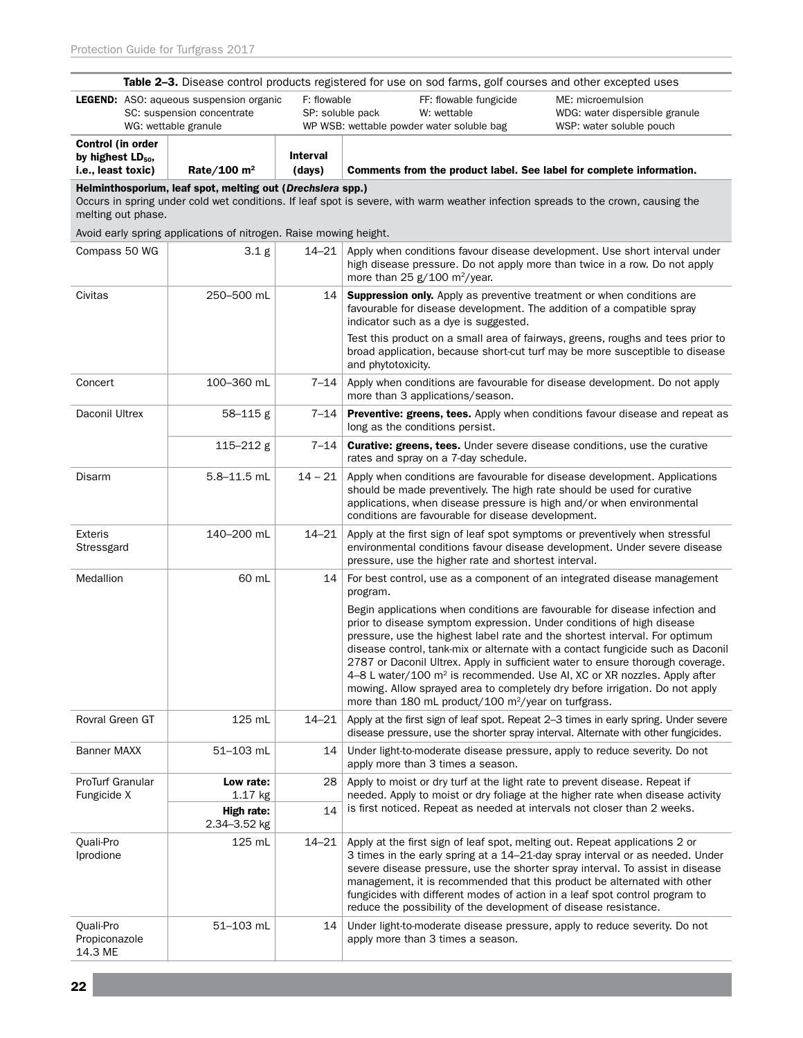**Table 2–3.** Disease control products registered for use on sod farms, golf courses and other excepted uses

**LEGEND:** ASO: aqueous suspension organic; SC: suspension concentrate; WG: wettable granule; F: flowable; SP: soluble pack; WP WSB: wettable powder water soluble bag; FF: flowable fungicide; W: wettable; ME: microemulsion; WDG: water dispersible granule; WSP: water soluble pouch

| Control (in order by highest $LD_{50}$, i.e., least toxic) | Rate/100 m² | Interval (days) | Comments from the product label. See label for complete information. |
|---|---|---|---|
| **Helminthosporium, leaf spot, melting out (*Drechslera* spp.)** Occurs in spring under cold wet conditions. If leaf spot is severe, with warm weather infection spreads to the crown, causing the melting out phase. Avoid early spring applications of nitrogen. Raise mowing height. | | | |
| Compass 50 WG | 3.1 g | 14–21 | Apply when conditions favour disease development. Use short interval under high disease pressure. Do not apply more than twice in a row. Do not apply more than 25 g/100 m²/year. |
| Civitas | 250–500 mL | 14 | **Suppression only.** Apply as preventive treatment or when conditions are favourable for disease development. The addition of a compatible spray indicator such as a dye is suggested. Test this product on a small area of fairways, greens, roughs and tees prior to broad application, because short-cut turf may be more susceptible to disease and phytotoxicity. |
| Concert | 100–360 mL | 7–14 | Apply when conditions are favourable for disease development. Do not apply more than 3 applications/season. |
| Daconil Ultrex | 58–115 g | 7–14 | **Preventive: greens, tees.** Apply when conditions favour disease and repeat as long as the conditions persist. |
| | 115–212 g | 7–14 | **Curative: greens, tees.** Under severe disease conditions, use the curative rates and spray on a 7-day schedule. |
| Disarm | 5.8–11.5 mL | 14 – 21 | Apply when conditions are favourable for disease development. Applications should be made preventively. The high rate should be used for curative applications, when disease pressure is high and/or when environmental conditions are favourable for disease development. |
| Exteris Stressgard | 140–200 mL | 14–21 | Apply at the first sign of leaf spot symptoms or preventively when stressful environmental conditions favour disease development. Under severe disease pressure, use the higher rate and shortest interval. |
| Medallion | 60 mL | 14 | For best control, use as a component of an integrated disease management program. Begin applications when conditions are favourable for disease infection and prior to disease symptom expression. Under conditions of high disease pressure, use the highest label rate and the shortest interval. For optimum disease control, tank-mix or alternate with a contact fungicide such as Daconil 2787 or Daconil Ultrex. Apply in sufficient water to ensure thorough coverage. 4–8 L water/100 m² is recommended. Use AI, XC or XR nozzles. Apply after mowing. Allow sprayed area to completely dry before irrigation. Do not apply more than 180 mL product/100 m²/year on turfgrass. |
| Rovral Green GT | 125 mL | 14–21 | Apply at the first sign of leaf spot. Repeat 2–3 times in early spring. Under severe disease pressure, use the shorter spray interval. Alternate with other fungicides. |
| Banner MAXX | 51–103 mL | 14 | Under light-to-moderate disease pressure, apply to reduce severity. Do not apply more than 3 times a season. |
| ProTurf Granular Fungicide X | **Low rate:** 1.17 kg | 28 | Apply to moist or dry turf at the light rate to prevent disease. Repeat if needed. Apply to moist or dry foliage at the higher rate when disease activity is first noticed. Repeat as needed at intervals not closer than 2 weeks. |
| | **High rate:** 2.34–3.52 kg | 14 | |
| Quali-Pro Iprodione | 125 mL | 14–21 | Apply at the first sign of leaf spot, melting out. Repeat applications 2 or 3 times in the early spring at a 14–21-day spray interval or as needed. Under severe disease pressure, use the shorter spray interval. To assist in disease management, it is recommended that this product be alternated with other fungicides with different modes of action in a leaf spot control program to reduce the possibility of the development of disease resistance. |
| Quali-Pro Propiconazole 14.3 ME | 51–103 mL | 14 | Under light-to-moderate disease pressure, apply to reduce severity. Do not apply more than 3 times a season. |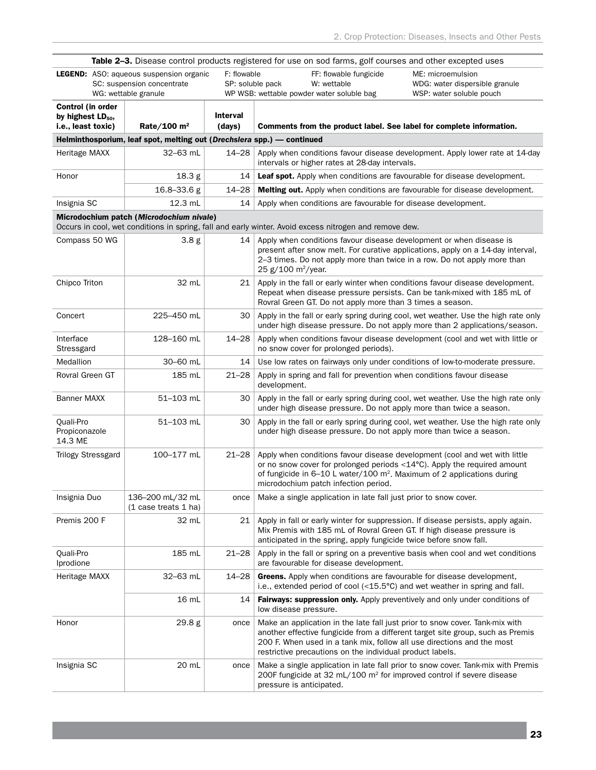**Table 2–3.** Disease control products registered for use on sod farms, golf courses and other excepted uses

**LEGEND:** ASO: aqueous suspension organic; F: flowable; FF: flowable fungicide; ME: microemulsion; SC: suspension concentrate; SP: soluble pack; W: wettable; WDG: water dispersible granule; WG: wettable granule; WP WSB: wettable powder water soluble bag; WSP: water soluble pouch

| Control (in order by highest $LD_{50}$, i.e., least toxic) | Rate/100 m² | Interval (days) | Comments from the product label. See label for complete information. |
|---|---|---|---|
| **Helminthosporium, leaf spot, melting out (*Drechslera* spp.) — continued** | | | |
| Heritage MAXX | 32–63 mL | 14–28 | Apply when conditions favour disease development. Apply lower rate at 14-day intervals or higher rates at 28-day intervals. |
| Honor | 18.3 g | 14 | **Leaf spot.** Apply when conditions are favourable for disease development. |
| | 16.8–33.6 g | 14–28 | **Melting out.** Apply when conditions are favourable for disease development. |
| Insignia SC | 12.3 mL | 14 | Apply when conditions are favourable for disease development. |
| **Microdochium patch (*Microdochium nivale*)** Occurs in cool, wet conditions in spring, fall and early winter. Avoid excess nitrogen and remove dew. | | | |
| Compass 50 WG | 3.8 g | 14 | Apply when conditions favour disease development or when disease is present after snow melt. For curative applications, apply on a 14-day interval, 2–3 times. Do not apply more than twice in a row. Do not apply more than 25 g/100 m²/year. |
| Chipco Triton | 32 mL | 21 | Apply in the fall or early winter when conditions favour disease development. Repeat when disease pressure persists. Can be tank-mixed with 185 mL of Rovral Green GT. Do not apply more than 3 times a season. |
| Concert | 225–450 mL | 30 | Apply in the fall or early spring during cool, wet weather. Use the high rate only under high disease pressure. Do not apply more than 2 applications/season. |
| Interface Stressgard | 128–160 mL | 14–28 | Apply when conditions favour disease development (cool and wet with little or no snow cover for prolonged periods). |
| Medallion | 30–60 mL | 14 | Use low rates on fairways only under conditions of low-to-moderate pressure. |
| Rovral Green GT | 185 mL | 21–28 | Apply in spring and fall for prevention when conditions favour disease development. |
| Banner MAXX | 51–103 mL | 30 | Apply in the fall or early spring during cool, wet weather. Use the high rate only under high disease pressure. Do not apply more than twice a season. |
| Quali-Pro Propiconazole 14.3 ME | 51–103 mL | 30 | Apply in the fall or early spring during cool, wet weather. Use the high rate only under high disease pressure. Do not apply more than twice a season. |
| Trilogy Stressgard | 100–177 mL | 21–28 | Apply when conditions favour disease development (cool and wet with little or no snow cover for prolonged periods <14°C). Apply the required amount of fungicide in 6–10 L water/100 m². Maximum of 2 applications during microdochium patch infection period. |
| Insignia Duo | 136–200 mL/32 mL (1 case treats 1 ha) | once | Make a single application in late fall just prior to snow cover. |
| Premis 200 F | 32 mL | 21 | Apply in fall or early winter for suppression. If disease persists, apply again. Mix Premis with 185 mL of Rovral Green GT. If high disease pressure is anticipated in the spring, apply fungicide twice before snow fall. |
| Quali-Pro Iprodione | 185 mL | 21–28 | Apply in the fall or spring on a preventive basis when cool and wet conditions are favourable for disease development. |
| Heritage MAXX | 32–63 mL | 14–28 | **Greens.** Apply when conditions are favourable for disease development, i.e., extended period of cool (<15.5°C) and wet weather in spring and fall. |
| | 16 mL | 14 | **Fairways: suppression only.** Apply preventively and only under conditions of low disease pressure. |
| Honor | 29.8 g | once | Make an application in the late fall just prior to snow cover. Tank-mix with another effective fungicide from a different target site group, such as Premis 200 F. When used in a tank mix, follow all use directions and the most restrictive precautions on the individual product labels. |
| Insignia SC | 20 mL | once | Make a single application in late fall prior to snow cover. Tank-mix with Premis 200F fungicide at 32 mL/100 m² for improved control if severe disease pressure is anticipated. |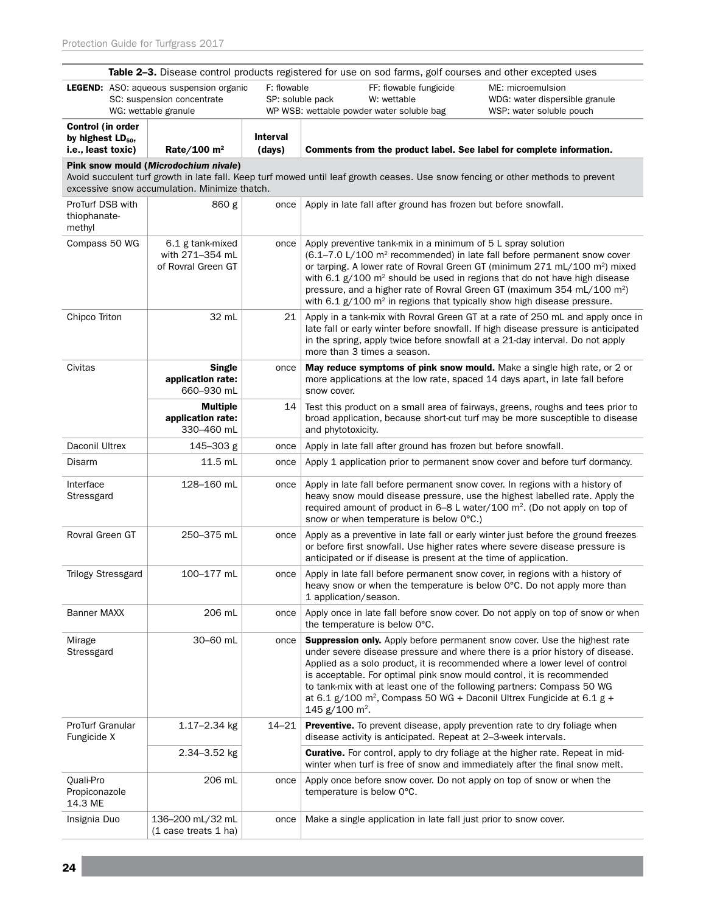**Table 2–3.** Disease control products registered for use on sod farms, golf courses and other excepted uses

**LEGEND:** ASO: aqueous suspension organic; F: flowable; FF: flowable fungicide; ME: microemulsion; SC: suspension concentrate; SP: soluble pack; W: wettable; WDG: water dispersible granule; WG: wettable granule; WP WSB: wettable powder water soluble bag; WSP: water soluble pouch

| Control (in order by highest $LD_{50}$, i.e., least toxic) | Rate/100 m² | Interval (days) | Comments from the product label. See label for complete information. |
|---|---|---|---|
| **Pink snow mould (*Microdochium nivale*)** Avoid succulent turf growth in late fall. Keep turf mowed until leaf growth ceases. Use snow fencing or other methods to prevent excessive snow accumulation. Minimize thatch. | | | |
| ProTurf DSB with thiophanate-methyl | 860 g | once | Apply in late fall after ground has frozen but before snowfall. |
| Compass 50 WG | 6.1 g tank-mixed with 271–354 mL of Rovral Green GT | once | Apply preventive tank-mix in a minimum of 5 L spray solution (6.1–7.0 L/100 m² recommended) in late fall before permanent snow cover or tarping. A lower rate of Rovral Green GT (minimum 271 mL/100 m²) mixed with 6.1 g/100 m² should be used in regions that do not have high disease pressure, and a higher rate of Rovral Green GT (maximum 354 mL/100 m²) with 6.1 g/100 m² in regions that typically show high disease pressure. |
| Chipco Triton | 32 mL | 21 | Apply in a tank-mix with Rovral Green GT at a rate of 250 mL and apply once in late fall or early winter before snowfall. If high disease pressure is anticipated in the spring, apply twice before snowfall at a 21-day interval. Do not apply more than 3 times a season. |
| Civitas | **Single application rate:** 660–930 mL | once | **May reduce symptoms of pink snow mould.** Make a single high rate, or 2 or more applications at the low rate, spaced 14 days apart, in late fall before snow cover. |
| | **Multiple application rate:** 330–460 mL | 14 | Test this product on a small area of fairways, greens, roughs and tees prior to broad application, because short-cut turf may be more susceptible to disease and phytotoxicity. |
| Daconil Ultrex | 145–303 g | once | Apply in late fall after ground has frozen but before snowfall. |
| Disarm | 11.5 mL | once | Apply 1 application prior to permanent snow cover and before turf dormancy. |
| Interface Stressgard | 128–160 mL | once | Apply in late fall before permanent snow cover. In regions with a history of heavy snow mould disease pressure, use the highest labelled rate. Apply the required amount of product in 6–8 L water/100 m². (Do not apply on top of snow or when temperature is below 0°C.) |
| Rovral Green GT | 250–375 mL | once | Apply as a preventive in late fall or early winter just before the ground freezes or before first snowfall. Use higher rates where severe disease pressure is anticipated or if disease is present at the time of application. |
| Trilogy Stressgard | 100–177 mL | once | Apply in late fall before permanent snow cover, in regions with a history of heavy snow or when the temperature is below 0°C. Do not apply more than 1 application/season. |
| Banner MAXX | 206 mL | once | Apply once in late fall before snow cover. Do not apply on top of snow or when the temperature is below 0°C. |
| Mirage Stressgard | 30–60 mL | once | **Suppression only.** Apply before permanent snow cover. Use the highest rate under severe disease pressure and where there is a prior history of disease. Applied as a solo product, it is recommended where a lower level of control is acceptable. For optimal pink snow mould control, it is recommended to tank-mix with at least one of the following partners: Compass 50 WG at 6.1 g/100 m², Compass 50 WG + Daconil Ultrex Fungicide at 6.1 g + 145 g/100 m². |
| ProTurf Granular Fungicide X | 1.17–2.34 kg | 14–21 | **Preventive.** To prevent disease, apply prevention rate to dry foliage when disease activity is anticipated. Repeat at 2–3-week intervals. |
| | 2.34–3.52 kg | | **Curative.** For control, apply to dry foliage at the higher rate. Repeat in mid-winter when turf is free of snow and immediately after the final snow melt. |
| Quali-Pro Propiconazole 14.3 ME | 206 mL | once | Apply once before snow cover. Do not apply on top of snow or when the temperature is below 0°C. |
| Insignia Duo | 136–200 mL/32 mL (1 case treats 1 ha) | once | Make a single application in late fall just prior to snow cover. |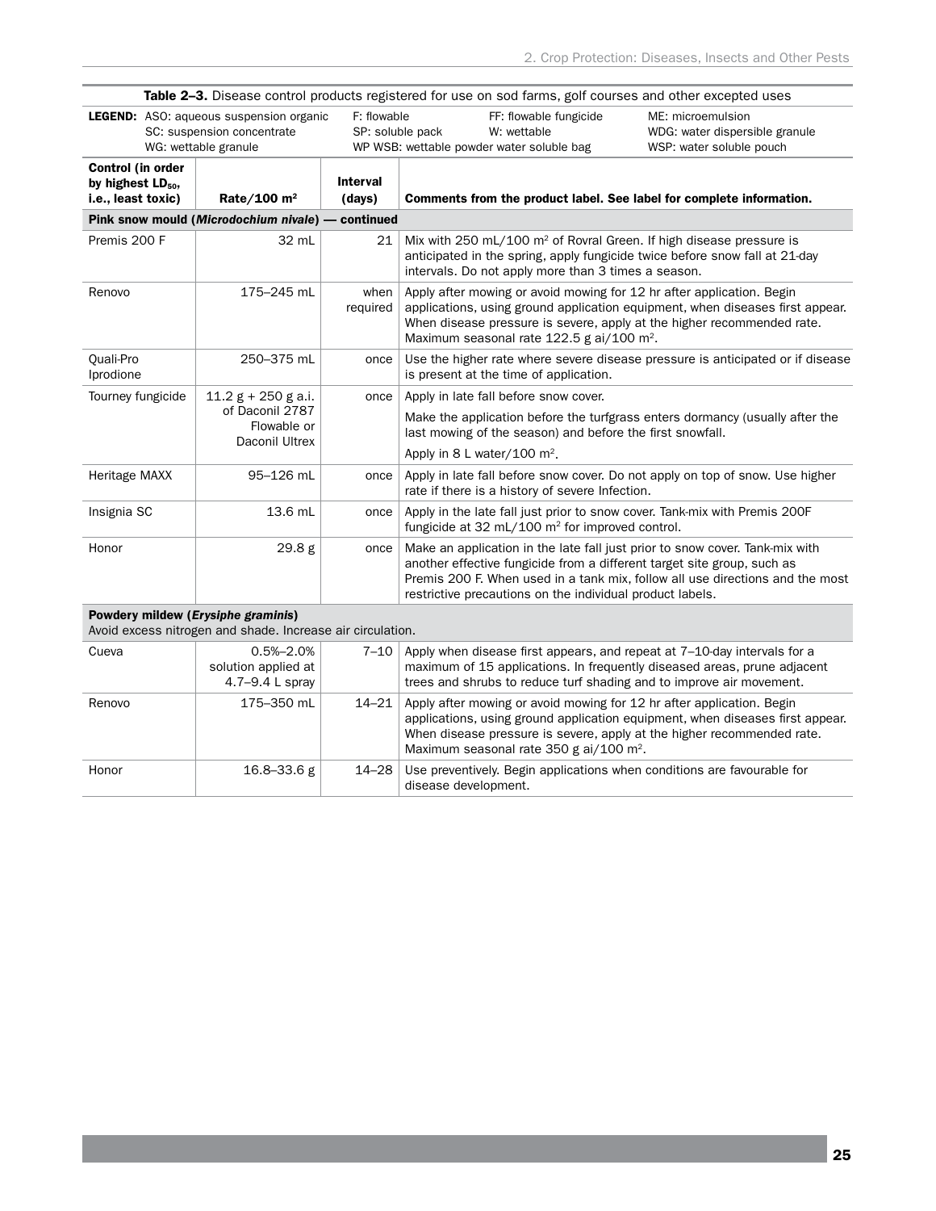**Table 2–3.** Disease control products registered for use on sod farms, golf courses and other excepted uses

**LEGEND:** ASO: aqueous suspension organic; SC: suspension concentrate; WG: wettable granule; F: flowable; SP: soluble pack; WP WSB: wettable powder water soluble bag; FF: flowable fungicide; W: wettable; ME: microemulsion; WDG: water dispersible granule; WSP: water soluble pouch

| Control (in order by highest $LD_{50}$, i.e., least toxic) | Rate/100 $m^2$ | Interval (days) | Comments from the product label. See label for complete information. |
|---|---|---|---|
| **Pink snow mould (*Microdochium nivale*) — continued** | | | |
| Premis 200 F | 32 mL | 21 | Mix with 250 mL/100 $m^2$ of Rovral Green. If high disease pressure is anticipated in the spring, apply fungicide twice before snow fall at 21-day intervals. Do not apply more than 3 times a season. |
| Renovo | 175–245 mL | when required | Apply after mowing or avoid mowing for 12 hr after application. Begin applications, using ground application equipment, when diseases first appear. When disease pressure is severe, apply at the higher recommended rate. Maximum seasonal rate 122.5 g ai/100 $m^2$. |
| Quali-Pro Iprodione | 250–375 mL | once | Use the higher rate where severe disease pressure is anticipated or if disease is present at the time of application. |
| Tourney fungicide | 11.2 g + 250 g a.i. of Daconil 2787 Flowable or Daconil Ultrex | once | Apply in late fall before snow cover. Make the application before the turfgrass enters dormancy (usually after the last mowing of the season) and before the first snowfall. Apply in 8 L water/100 $m^2$. |
| Heritage MAXX | 95–126 mL | once | Apply in late fall before snow cover. Do not apply on top of snow. Use higher rate if there is a history of severe Infection. |
| Insignia SC | 13.6 mL | once | Apply in the late fall just prior to snow cover. Tank-mix with Premis 200F fungicide at 32 mL/100 $m^2$ for improved control. |
| Honor | 29.8 g | once | Make an application in the late fall just prior to snow cover. Tank-mix with another effective fungicide from a different target site group, such as Premis 200 F. When used in a tank mix, follow all use directions and the most restrictive precautions on the individual product labels. |
| **Powdery mildew (*Erysiphe graminis*)** Avoid excess nitrogen and shade. Increase air circulation. | | | |
| Cueva | 0.5%–2.0% solution applied at 4.7–9.4 L spray | 7–10 | Apply when disease first appears, and repeat at 7–10-day intervals for a maximum of 15 applications. In frequently diseased areas, prune adjacent trees and shrubs to reduce turf shading and to improve air movement. |
| Renovo | 175–350 mL | 14–21 | Apply after mowing or avoid mowing for 12 hr after application. Begin applications, using ground application equipment, when diseases first appear. When disease pressure is severe, apply at the higher recommended rate. Maximum seasonal rate 350 g ai/100 $m^2$. |
| Honor | 16.8–33.6 g | 14–28 | Use preventively. Begin applications when conditions are favourable for disease development. |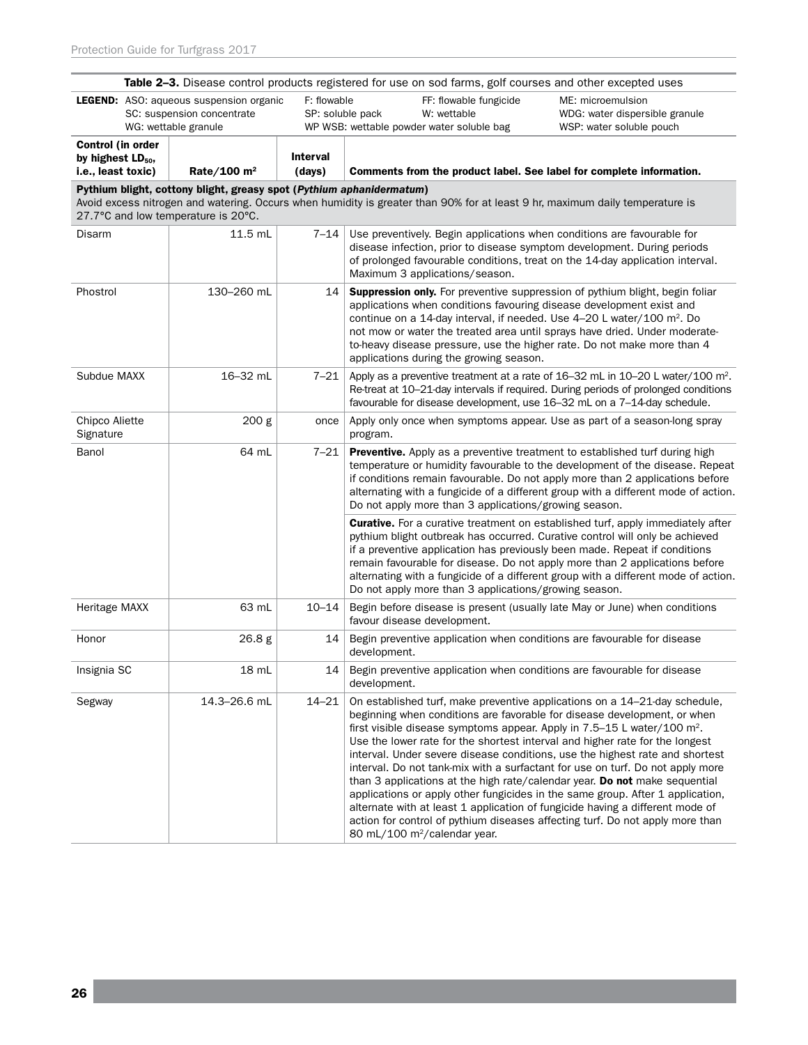**Table 2–3.** Disease control products registered for use on sod farms, golf courses and other excepted uses

**LEGEND:** ASO: aqueous suspension organic; SC: suspension concentrate; WG: wettable granule; F: flowable; SP: soluble pack; WP WSB: wettable powder water soluble bag; FF: flowable fungicide; W: wettable; ME: microemulsion; WDG: water dispersible granule; WSP: water soluble pouch

| Control (in order by highest $LD_{50}$, i.e., least toxic) | Rate/100 m² | Interval (days) | Comments from the product label. See label for complete information. |
|---|---|---|---|
| **Pythium blight, cottony blight, greasy spot (*Pythium aphanidermatum*)** Avoid excess nitrogen and watering. Occurs when humidity is greater than 90% for at least 9 hr, maximum daily temperature is 27.7°C and low temperature is 20°C. | | | |
| Disarm | 11.5 mL | 7–14 | Use preventively. Begin applications when conditions are favourable for disease infection, prior to disease symptom development. During periods of prolonged favourable conditions, treat on the 14-day application interval. Maximum 3 applications/season. |
| Phostrol | 130–260 mL | 14 | **Suppression only.** For preventive suppression of pythium blight, begin foliar applications when conditions favouring disease development exist and continue on a 14-day interval, if needed. Use 4–20 L water/100 m². Do not mow or water the treated area until sprays have dried. Under moderate-to-heavy disease pressure, use the higher rate. Do not make more than 4 applications during the growing season. |
| Subdue MAXX | 16–32 mL | 7–21 | Apply as a preventive treatment at a rate of 16–32 mL in 10–20 L water/100 m². Re-treat at 10–21-day intervals if required. During periods of prolonged conditions favourable for disease development, use 16–32 mL on a 7–14-day schedule. |
| Chipco Aliette Signature | 200 g | once | Apply only once when symptoms appear. Use as part of a season-long spray program. |
| Banol | 64 mL | 7–21 | **Preventive.** Apply as a preventive treatment to established turf during high temperature or humidity favourable to the development of the disease. Repeat if conditions remain favourable. Do not apply more than 2 applications before alternating with a fungicide of a different group with a different mode of action. Do not apply more than 3 applications/growing season. |
| | | | **Curative.** For a curative treatment on established turf, apply immediately after pythium blight outbreak has occurred. Curative control will only be achieved if a preventive application has previously been made. Repeat if conditions remain favourable for disease. Do not apply more than 2 applications before alternating with a fungicide of a different group with a different mode of action. Do not apply more than 3 applications/growing season. |
| Heritage MAXX | 63 mL | 10–14 | Begin before disease is present (usually late May or June) when conditions favour disease development. |
| Honor | 26.8 g | 14 | Begin preventive application when conditions are favourable for disease development. |
| Insignia SC | 18 mL | 14 | Begin preventive application when conditions are favourable for disease development. |
| Segway | 14.3–26.6 mL | 14–21 | On established turf, make preventive applications on a 14–21-day schedule, beginning when conditions are favorable for disease development, or when first visible disease symptoms appear. Apply in 7.5–15 L water/100 m². Use the lower rate for the shortest interval and higher rate for the longest interval. Under severe disease conditions, use the highest rate and shortest interval. Do not tank-mix with a surfactant for use on turf. Do not apply more than 3 applications at the high rate/calendar year. **Do not** make sequential applications or apply other fungicides in the same group. After 1 application, alternate with at least 1 application of fungicide having a different mode of action for control of pythium diseases affecting turf. Do not apply more than 80 mL/100 m²/calendar year. |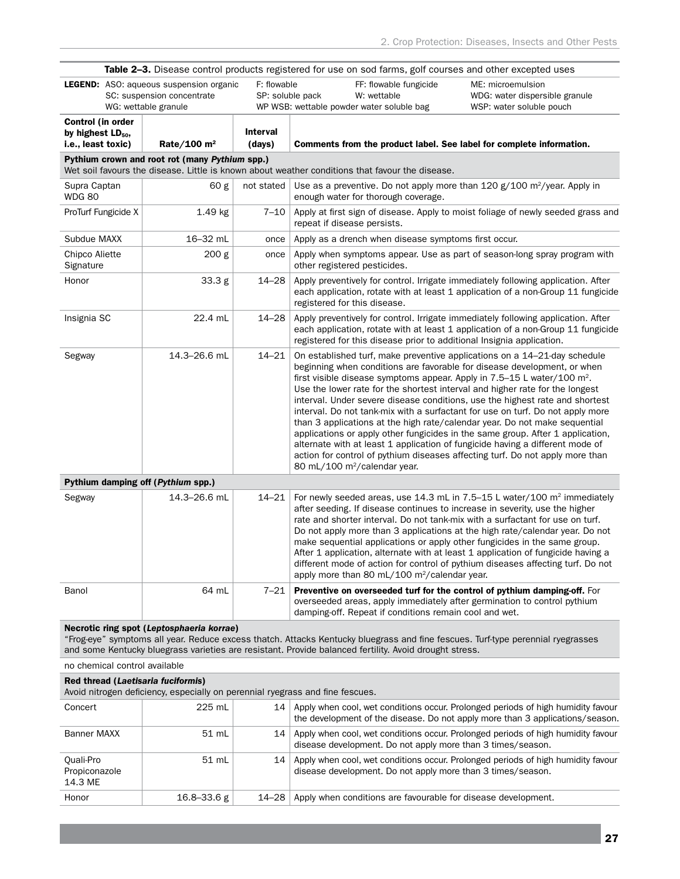**Table 2–3.** Disease control products registered for use on sod farms, golf courses and other excepted uses

**LEGEND:** ASO: aqueous suspension organic; F: flowable; FF: flowable fungicide; ME: microemulsion; SC: suspension concentrate; SP: soluble pack; W: wettable; WDG: water dispersible granule; WG: wettable granule; WP WSB: wettable powder water soluble bag; WSP: water soluble pouch

| Control (in order by highest $LD_{50}$, i.e., least toxic) | Rate/100 m² | Interval (days) | Comments from the product label. See label for complete information. |
|---|---|---|---|
| **Pythium crown and root rot (many *Pythium* spp.)** Wet soil favours the disease. Little is known about weather conditions that favour the disease. | | | |
| Supra Captan WDG 80 | 60 g | not stated | Use as a preventive. Do not apply more than 120 g/100 m²/year. Apply in enough water for thorough coverage. |
| ProTurf Fungicide X | 1.49 kg | 7–10 | Apply at first sign of disease. Apply to moist foliage of newly seeded grass and repeat if disease persists. |
| Subdue MAXX | 16–32 mL | once | Apply as a drench when disease symptoms first occur. |
| Chipco Aliette Signature | 200 g | once | Apply when symptoms appear. Use as part of season-long spray program with other registered pesticides. |
| Honor | 33.3 g | 14–28 | Apply preventively for control. Irrigate immediately following application. After each application, rotate with at least 1 application of a non-Group 11 fungicide registered for this disease. |
| Insignia SC | 22.4 mL | 14–28 | Apply preventively for control. Irrigate immediately following application. After each application, rotate with at least 1 application of a non-Group 11 fungicide registered for this disease prior to additional Insignia application. |
| Segway | 14.3–26.6 mL | 14–21 | On established turf, make preventive applications on a 14–21-day schedule beginning when conditions are favorable for disease development, or when first visible disease symptoms appear. Apply in 7.5–15 L water/100 m². Use the lower rate for the shortest interval and higher rate for the longest interval. Under severe disease conditions, use the highest rate and shortest interval. Do not tank-mix with a surfactant for use on turf. Do not apply more than 3 applications at the high rate/calendar year. Do not make sequential applications or apply other fungicides in the same group. After 1 application, alternate with at least 1 application of fungicide having a different mode of action for control of pythium diseases affecting turf. Do not apply more than 80 mL/100 m²/calendar year. |
| **Pythium damping off (*Pythium* spp.)** | | | |
| Segway | 14.3–26.6 mL | 14–21 | For newly seeded areas, use 14.3 mL in 7.5–15 L water/100 m² immediately after seeding. If disease continues to increase in severity, use the higher rate and shorter interval. Do not tank-mix with a surfactant for use on turf. Do not apply more than 3 applications at the high rate/calendar year. Do not make sequential applications or apply other fungicides in the same group. After 1 application, alternate with at least 1 application of fungicide having a different mode of action for control of pythium diseases affecting turf. Do not apply more than 80 mL/100 m²/calendar year. |
| Banol | 64 mL | 7–21 | **Preventive on overseeded turf for the control of pythium damping-off.** For overseeded areas, apply immediately after germination to control pythium damping-off. Repeat if conditions remain cool and wet. |
| **Necrotic ring spot (*Leptosphaeria korrae*)** "Frog-eye" symptoms all year. Reduce excess thatch. Attacks Kentucky bluegrass and fine fescues. Turf-type perennial ryegrasses and some Kentucky bluegrass varieties are resistant. Provide balanced fertility. Avoid drought stress. | | | |
| no chemical control available | | | |
| **Red thread (*Laetisaria fuciformis*)** Avoid nitrogen deficiency, especially on perennial ryegrass and fine fescues. | | | |
| Concert | 225 mL | 14 | Apply when cool, wet conditions occur. Prolonged periods of high humidity favour the development of the disease. Do not apply more than 3 applications/season. |
| Banner MAXX | 51 mL | 14 | Apply when cool, wet conditions occur. Prolonged periods of high humidity favour disease development. Do not apply more than 3 times/season. |
| Quali-Pro Propiconazole 14.3 ME | 51 mL | 14 | Apply when cool, wet conditions occur. Prolonged periods of high humidity favour disease development. Do not apply more than 3 times/season. |
| Honor | 16.8–33.6 g | 14–28 | Apply when conditions are favourable for disease development. |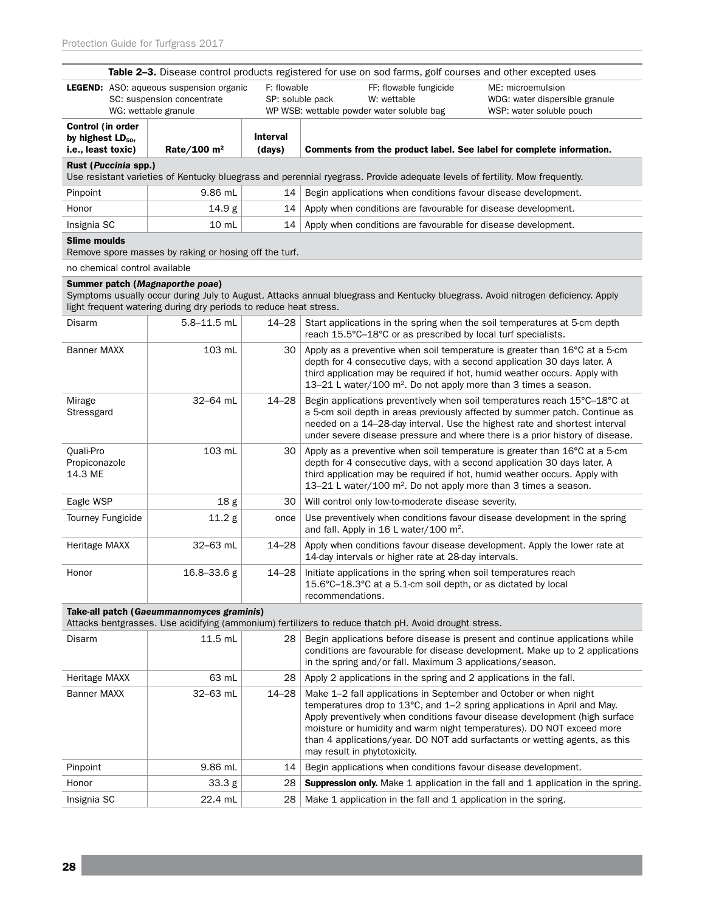**Table 2–3.** Disease control products registered for use on sod farms, golf courses and other excepted uses

**LEGEND:** ASO: aqueous suspension organic; F: flowable; FF: flowable fungicide; ME: microemulsion; SC: suspension concentrate; SP: soluble pack; W: wettable; WDG: water dispersible granule; WG: wettable granule; WP WSB: wettable powder water soluble bag; WSP: water soluble pouch

| Control (in order by highest $LD_{50}$, i.e., least toxic) | Rate/100 m² | Interval (days) | Comments from the product label. See label for complete information. |
|---|---|---|---|
| **Rust (*Puccinia* spp.)** Use resistant varieties of Kentucky bluegrass and perennial ryegrass. Provide adequate levels of fertility. Mow frequently. | | | |
| Pinpoint | 9.86 mL | 14 | Begin applications when conditions favour disease development. |
| Honor | 14.9 g | 14 | Apply when conditions are favourable for disease development. |
| Insignia SC | 10 mL | 14 | Apply when conditions are favourable for disease development. |
| **Slime moulds** Remove spore masses by raking or hosing off the turf. | | | |
| no chemical control available | | | |
| **Summer patch (*Magnaporthe poae*)** Symptoms usually occur during July to August. Attacks annual bluegrass and Kentucky bluegrass. Avoid nitrogen deficiency. Apply light frequent watering during dry periods to reduce heat stress. | | | |
| Disarm | 5.8–11.5 mL | 14–28 | Start applications in the spring when the soil temperatures at 5-cm depth reach 15.5°C–18°C or as prescribed by local turf specialists. |
| Banner MAXX | 103 mL | 30 | Apply as a preventive when soil temperature is greater than 16°C at a 5-cm depth for 4 consecutive days, with a second application 30 days later. A third application may be required if hot, humid weather occurs. Apply with 13–21 L water/100 m². Do not apply more than 3 times a season. |
| Mirage Stressgard | 32–64 mL | 14–28 | Begin applications preventively when soil temperatures reach 15°C–18°C at a 5-cm soil depth in areas previously affected by summer patch. Continue as needed on a 14–28-day interval. Use the highest rate and shortest interval under severe disease pressure and where there is a prior history of disease. |
| Quali-Pro Propiconazole 14.3 ME | 103 mL | 30 | Apply as a preventive when soil temperature is greater than 16°C at a 5-cm depth for 4 consecutive days, with a second application 30 days later. A third application may be required if hot, humid weather occurs. Apply with 13–21 L water/100 m². Do not apply more than 3 times a season. |
| Eagle WSP | 18 g | 30 | Will control only low-to-moderate disease severity. |
| Tourney Fungicide | 11.2 g | once | Use preventively when conditions favour disease development in the spring and fall. Apply in 16 L water/100 m². |
| Heritage MAXX | 32–63 mL | 14–28 | Apply when conditions favour disease development. Apply the lower rate at 14-day intervals or higher rate at 28-day intervals. |
| Honor | 16.8–33.6 g | 14–28 | Initiate applications in the spring when soil temperatures reach 15.6°C–18.3°C at a 5.1-cm soil depth, or as dictated by local recommendations. |
| **Take-all patch (*Gaeummannomyces graminis*)** Attacks bentgrasses. Use acidifying (ammonium) fertilizers to reduce thatch pH. Avoid drought stress. | | | |
| Disarm | 11.5 mL | 28 | Begin applications before disease is present and continue applications while conditions are favourable for disease development. Make up to 2 applications in the spring and/or fall. Maximum 3 applications/season. |
| Heritage MAXX | 63 mL | 28 | Apply 2 applications in the spring and 2 applications in the fall. |
| Banner MAXX | 32–63 mL | 14–28 | Make 1–2 fall applications in September and October or when night temperatures drop to 13°C, and 1–2 spring applications in April and May. Apply preventively when conditions favour disease development (high surface moisture or humidity and warm night temperatures). DO NOT exceed more than 4 applications/year. DO NOT add surfactants or wetting agents, as this may result in phytotoxicity. |
| Pinpoint | 9.86 mL | 14 | Begin applications when conditions favour disease development. |
| Honor | 33.3 g | 28 | **Suppression only.** Make 1 application in the fall and 1 application in the spring. |
| Insignia SC | 22.4 mL | 28 | Make 1 application in the fall and 1 application in the spring. |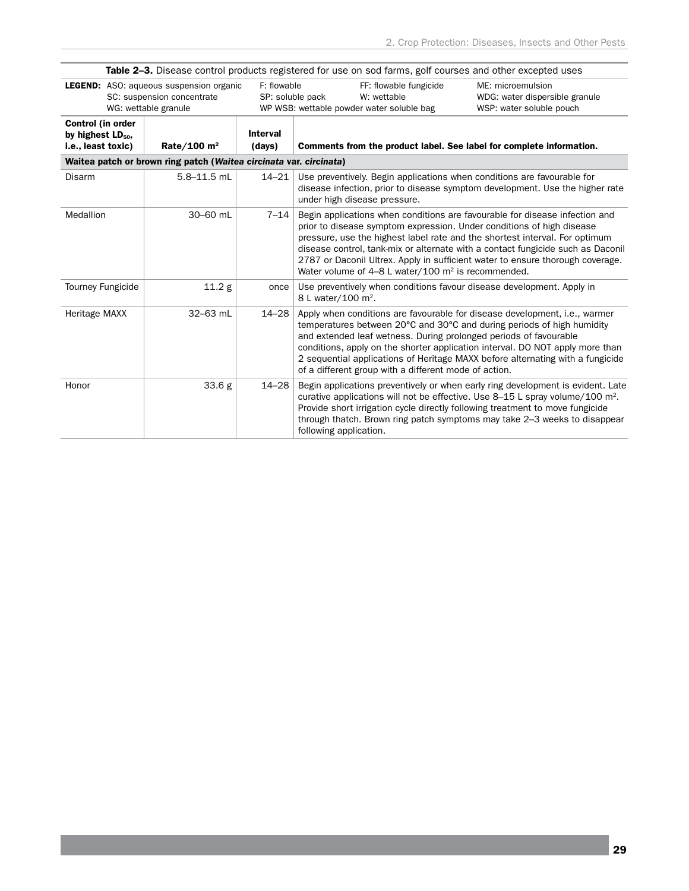**Table 2–3.** Disease control products registered for use on sod farms, golf courses and other excepted uses

**LEGEND:** ASO: aqueous suspension organic; SC: suspension concentrate; WG: wettable granule; F: flowable; SP: soluble pack; WP WSB: wettable powder water soluble bag; FF: flowable fungicide; W: wettable; ME: microemulsion; WDG: water dispersible granule; WSP: water soluble pouch

| Control (in order by highest $LD_{50}$, i.e., least toxic) | Rate/100 m² | Interval (days) | Comments from the product label. See label for complete information. |
|---|---|---|---|
| **Waitea patch or brown ring patch (*Waitea circinata* var. *circinata*)** | | | |
| Disarm | 5.8–11.5 mL | 14–21 | Use preventively. Begin applications when conditions are favourable for disease infection, prior to disease symptom development. Use the higher rate under high disease pressure. |
| Medallion | 30–60 mL | 7–14 | Begin applications when conditions are favourable for disease infection and prior to disease symptom expression. Under conditions of high disease pressure, use the highest label rate and the shortest interval. For optimum disease control, tank-mix or alternate with a contact fungicide such as Daconil 2787 or Daconil Ultrex. Apply in sufficient water to ensure thorough coverage. Water volume of 4–8 L water/100 m² is recommended. |
| Tourney Fungicide | 11.2 g | once | Use preventively when conditions favour disease development. Apply in 8 L water/100 m². |
| Heritage MAXX | 32–63 mL | 14–28 | Apply when conditions are favourable for disease development, i.e., warmer temperatures between 20°C and 30°C and during periods of high humidity and extended leaf wetness. During prolonged periods of favourable conditions, apply on the shorter application interval. DO NOT apply more than 2 sequential applications of Heritage MAXX before alternating with a fungicide of a different group with a different mode of action. |
| Honor | 33.6 g | 14–28 | Begin applications preventively or when early ring development is evident. Late curative applications will not be effective. Use 8–15 L spray volume/100 m². Provide short irrigation cycle directly following treatment to move fungicide through thatch. Brown ring patch symptoms may take 2–3 weeks to disappear following application. |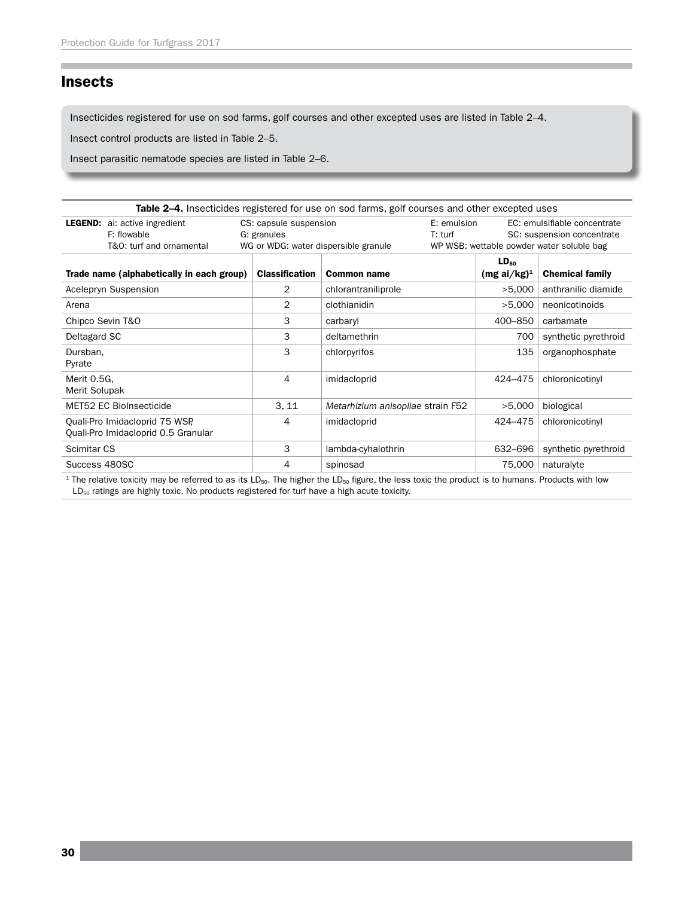## Insects

Insecticides registered for use on sod farms, golf courses and other excepted uses are listed in Table 2–4.

Insect control products are listed in Table 2–5.

Insect parasitic nematode species are listed in Table 2–6.

**Table 2–4.** Insecticides registered for use on sod farms, golf courses and other excepted uses

**LEGEND:** ai: active ingredient; CS: capsule suspension; E: emulsion; EC: emulsifiable concentrate; F: flowable; G: granules; T: turf; SC: suspension concentrate; T&O: turf and ornamental; WG or WDG: water dispersible granule; WP WSB: wettable powder water soluble bag

| Trade name (alphabetically in each group) | Classification | Common name | $LD_{50}$ (mg ai/kg)[1] | Chemical family |
|---|---|---|---|---|
| Acelepryn Suspension | 2 | chlorantraniliprole | >5,000 | anthranilic diamide |
| Arena | 2 | clothianidin | >5,000 | neonicotinoids |
| Chipco Sevin T&O | 3 | carbaryl | 400–850 | carbamate |
| Deltagard SC | 3 | deltamethrin | 700 | synthetic pyrethroid |
| Dursban, Pyrate | 3 | chlorpyrifos | 135 | organophosphate |
| Merit 0.5G, Merit Solupak | 4 | imidacloprid | 424–475 | chloronicotinyl |
| MET52 EC BioInsecticide | 3, 11 | *Metarhizium anisopliae* strain F52 | >5,000 | biological |
| Quali-Pro Imidacloprid 75 WSP, Quali-Pro Imidacloprid 0.5 Granular | 4 | imidacloprid | 424–475 | chloronicotinyl |
| Scimitar CS | 3 | lambda-cyhalothrin | 632–696 | synthetic pyrethroid |
| Success 480SC | 4 | spinosad | 75,000 | naturalyte |

[1] The relative toxicity may be referred to as its $LD_{50}$. The higher the $LD_{50}$ figure, the less toxic the product is to humans. Products with low $LD_{50}$ ratings are highly toxic. No products registered for turf have a high acute toxicity.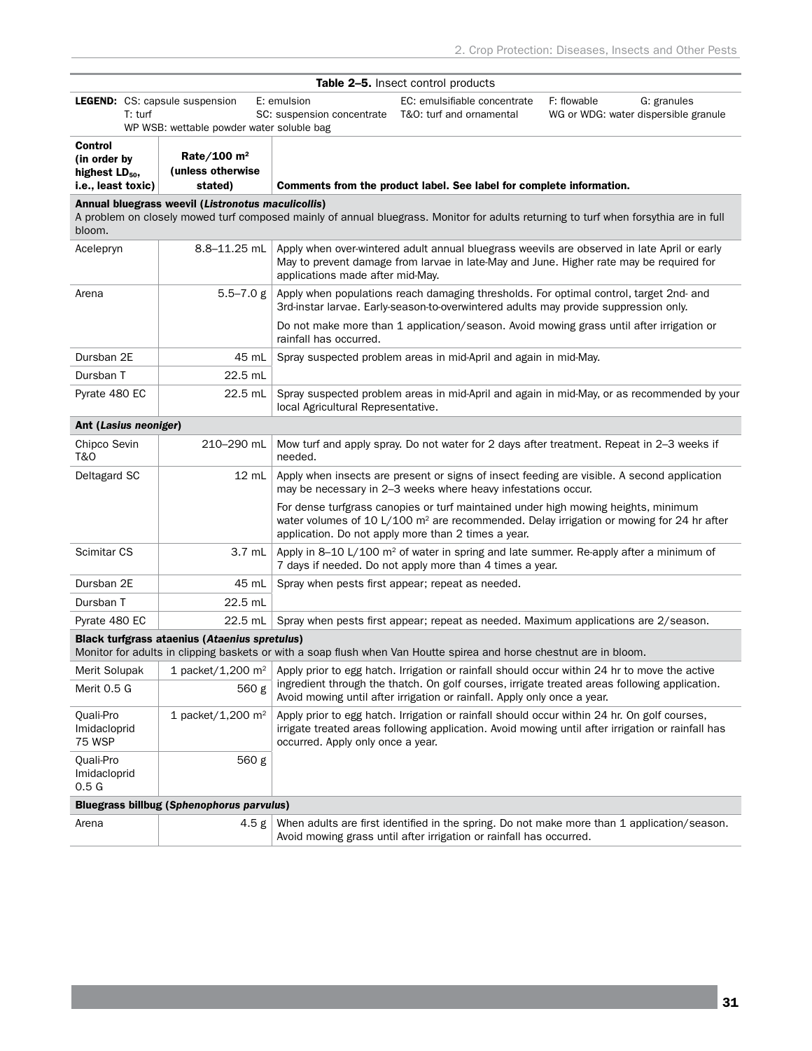**Table 2–5.** Insect control products

**LEGEND:** CS: capsule suspension E: emulsion EC: emulsifiable concentrate F: flowable G: granules T: turf SC: suspension concentrate T&O: turf and ornamental WG or WDG: water dispersible granule WP WSB: wettable powder water soluble bag

| Control (in order by highest $LD_{50}$, i.e., least toxic) | Rate/100 m² (unless otherwise stated) | Comments from the product label. See label for complete information. |
|---|---|---|
| **Annual bluegrass weevil (*Listronotus maculicollis*)** A problem on closely mowed turf composed mainly of annual bluegrass. Monitor for adults returning to turf when forsythia are in full bloom. | | |
| Acelepryn | 8.8–11.25 mL | Apply when over-wintered adult annual bluegrass weevils are observed in late April or early May to prevent damage from larvae in late-May and June. Higher rate may be required for applications made after mid-May. |
| Arena | 5.5–7.0 g | Apply when populations reach damaging thresholds. For optimal control, target 2nd- and 3rd-instar larvae. Early-season-to-overwintered adults may provide suppression only. Do not make more than 1 application/season. Avoid mowing grass until after irrigation or rainfall has occurred. |
| Dursban 2E | 45 mL | Spray suspected problem areas in mid-April and again in mid-May. |
| Dursban T | 22.5 mL | |
| Pyrate 480 EC | 22.5 mL | Spray suspected problem areas in mid-April and again in mid-May, or as recommended by your local Agricultural Representative. |
| **Ant (*Lasius neoniger*)** | | |
| Chipco Sevin T&O | 210–290 mL | Mow turf and apply spray. Do not water for 2 days after treatment. Repeat in 2–3 weeks if needed. |
| Deltagard SC | 12 mL | Apply when insects are present or signs of insect feeding are visible. A second application may be necessary in 2–3 weeks where heavy infestations occur. For dense turfgrass canopies or turf maintained under high mowing heights, minimum water volumes of 10 L/100 m² are recommended. Delay irrigation or mowing for 24 hr after application. Do not apply more than 2 times a year. |
| Scimitar CS | 3.7 mL | Apply in 8–10 L/100 m² of water in spring and late summer. Re-apply after a minimum of 7 days if needed. Do not apply more than 4 times a year. |
| Dursban 2E | 45 mL | Spray when pests first appear; repeat as needed. |
| Dursban T | 22.5 mL | |
| Pyrate 480 EC | 22.5 mL | Spray when pests first appear; repeat as needed. Maximum applications are 2/season. |
| **Black turfgrass ataenius (*Ataenius spretulus*)** Monitor for adults in clipping baskets or with a soap flush when Van Houtte spirea and horse chestnut are in bloom. | | |
| Merit Solupak | 1 packet/1,200 m² | Apply prior to egg hatch. Irrigation or rainfall should occur within 24 hr to move the active ingredient through the thatch. On golf courses, irrigate treated areas following application. Avoid mowing until after irrigation or rainfall. Apply only once a year. |
| Merit 0.5 G | 560 g | |
| Quali-Pro Imidacloprid 75 WSP | 1 packet/1,200 m² | Apply prior to egg hatch. Irrigation or rainfall should occur within 24 hr. On golf courses, irrigate treated areas following application. Avoid mowing until after irrigation or rainfall has occurred. Apply only once a year. |
| Quali-Pro Imidacloprid 0.5 G | 560 g | |
| **Bluegrass billbug (*Sphenophorus parvulus*)** | | |
| Arena | 4.5 g | When adults are first identified in the spring. Do not make more than 1 application/season. Avoid mowing grass until after irrigation or rainfall has occurred. |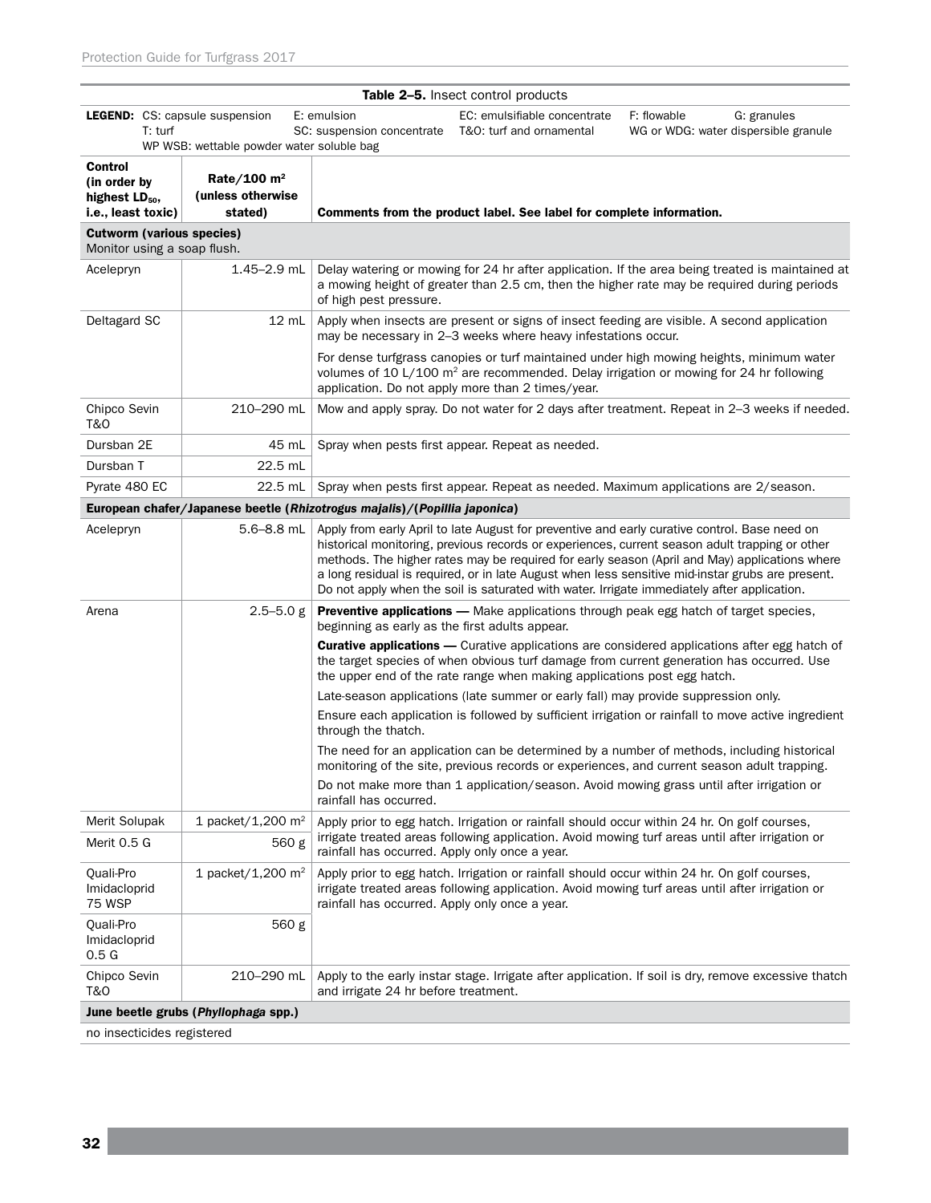**Table 2–5.** Insect control products

**LEGEND:** CS: capsule suspension E: emulsion EC: emulsifiable concentrate F: flowable G: granules T: turf SC: suspension concentrate T&O: turf and ornamental WG or WDG: water dispersible granule WP WSB: wettable powder water soluble bag

| Control (in order by highest $LD_{50}$, i.e., least toxic) | Rate/100 m² (unless otherwise stated) | Comments from the product label. See label for complete information. |
|---|---|---|
| **Cutworm (various species)** Monitor using a soap flush. | | |
| Acelepryn | 1.45–2.9 mL | Delay watering or mowing for 24 hr after application. If the area being treated is maintained at a mowing height of greater than 2.5 cm, then the higher rate may be required during periods of high pest pressure. |
| Deltagard SC | 12 mL | Apply when insects are present or signs of insect feeding are visible. A second application may be necessary in 2–3 weeks where heavy infestations occur. For dense turfgrass canopies or turf maintained under high mowing heights, minimum water volumes of 10 L/100 m² are recommended. Delay irrigation or mowing for 24 hr following application. Do not apply more than 2 times/year. |
| Chipco Sevin T&O | 210–290 mL | Mow and apply spray. Do not water for 2 days after treatment. Repeat in 2–3 weeks if needed. |
| Dursban 2E | 45 mL | Spray when pests first appear. Repeat as needed. |
| Dursban T | 22.5 mL | |
| Pyrate 480 EC | 22.5 mL | Spray when pests first appear. Repeat as needed. Maximum applications are 2/season. |
| **European chafer/Japanese beetle (*Rhizotrogus majalis*)/(*Popillia japonica*)** | | |
| Acelepryn | 5.6–8.8 mL | Apply from early April to late August for preventive and early curative control. Base need on historical monitoring, previous records or experiences, current season adult trapping or other methods. The higher rates may be required for early season (April and May) applications where a long residual is required, or in late August when less sensitive mid-instar grubs are present. Do not apply when the soil is saturated with water. Irrigate immediately after application. |
| Arena | 2.5–5.0 g | **Preventive applications —** Make applications through peak egg hatch of target species, beginning as early as the first adults appear. **Curative applications —** Curative applications are considered applications after egg hatch of the target species of when obvious turf damage from current generation has occurred. Use the upper end of the rate range when making applications post egg hatch. Late-season applications (late summer or early fall) may provide suppression only. Ensure each application is followed by sufficient irrigation or rainfall to move active ingredient through the thatch. The need for an application can be determined by a number of methods, including historical monitoring of the site, previous records or experiences, and current season adult trapping. Do not make more than 1 application/season. Avoid mowing grass until after irrigation or rainfall has occurred. |
| Merit Solupak | 1 packet/1,200 m² | Apply prior to egg hatch. Irrigation or rainfall should occur within 24 hr. On golf courses, irrigate treated areas following application. Avoid mowing turf areas until after irrigation or rainfall has occurred. Apply only once a year. |
| Merit 0.5 G | 560 g | |
| Quali-Pro Imidacloprid 75 WSP | 1 packet/1,200 m² | Apply prior to egg hatch. Irrigation or rainfall should occur within 24 hr. On golf courses, irrigate treated areas following application. Avoid mowing turf areas until after irrigation or rainfall has occurred. Apply only once a year. |
| Quali-Pro Imidacloprid 0.5 G | 560 g | |
| Chipco Sevin T&O | 210–290 mL | Apply to the early instar stage. Irrigate after application. If soil is dry, remove excessive thatch and irrigate 24 hr before treatment. |
| **June beetle grubs (*Phyllophaga* spp.)** | | |
| no insecticides registered | | |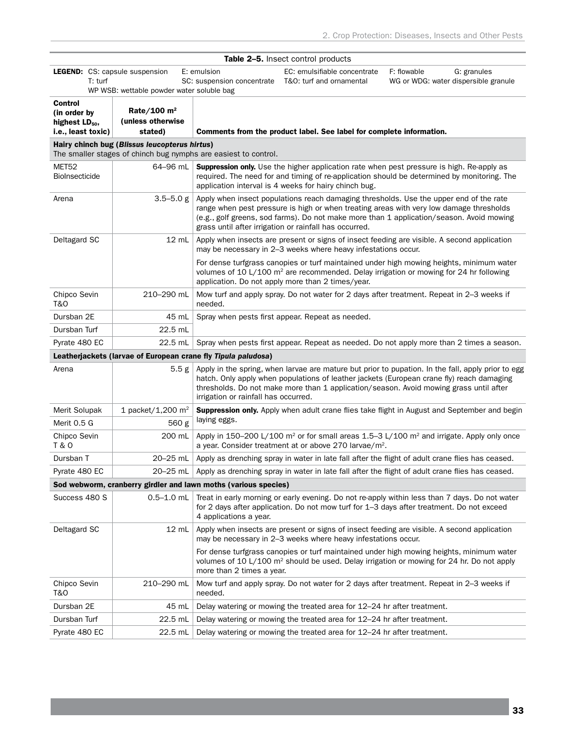**Table 2–5.** Insect control products

**LEGEND:** CS: capsule suspension E: emulsion EC: emulsifiable concentrate F: flowable G: granules T: turf SC: suspension concentrate T&O: turf and ornamental WG or WDG: water dispersible granule WP WSB: wettable powder water soluble bag

| Control (in order by highest $LD_{50}$, i.e., least toxic) | Rate/100 m² (unless otherwise stated) | Comments from the product label. See label for complete information. |
|---|---|---|
| **Hairy chinch bug (*Blissus leucopterus hirtus*)** The smaller stages of chinch bug nymphs are easiest to control. | | |
| MET52 BioInsecticide | 64–96 mL | **Suppression only.** Use the higher application rate when pest pressure is high. Re-apply as required. The need for and timing of re-application should be determined by monitoring. The application interval is 4 weeks for hairy chinch bug. |
| Arena | 3.5–5.0 g | Apply when insect populations reach damaging thresholds. Use the upper end of the rate range when pest pressure is high or when treating areas with very low damage thresholds (e.g., golf greens, sod farms). Do not make more than 1 application/season. Avoid mowing grass until after irrigation or rainfall has occurred. |
| Deltagard SC | 12 mL | Apply when insects are present or signs of insect feeding are visible. A second application may be necessary in 2–3 weeks where heavy infestations occur. For dense turfgrass canopies or turf maintained under high mowing heights, minimum water volumes of 10 L/100 m² are recommended. Delay irrigation or mowing for 24 hr following application. Do not apply more than 2 times/year. |
| Chipco Sevin T&O | 210–290 mL | Mow turf and apply spray. Do not water for 2 days after treatment. Repeat in 2–3 weeks if needed. |
| Dursban 2E | 45 mL | Spray when pests first appear. Repeat as needed. |
| Dursban Turf | 22.5 mL | |
| Pyrate 480 EC | 22.5 mL | Spray when pests first appear. Repeat as needed. Do not apply more than 2 times a season. |
| **Leatherjackets (larvae of European crane fly *Tipula paludosa*)** | | |
| Arena | 5.5 g | Apply in the spring, when larvae are mature but prior to pupation. In the fall, apply prior to egg hatch. Only apply when populations of leather jackets (European crane fly) reach damaging thresholds. Do not make more than 1 application/season. Avoid mowing grass until after irrigation or rainfall has occurred. |
| Merit Solupak | 1 packet/1,200 m² | **Suppression only.** Apply when adult crane flies take flight in August and September and begin laying eggs. |
| Merit 0.5 G | 560 g | |
| Chipco Sevin T & O | 200 mL | Apply in 150–200 L/100 m² or for small areas 1.5–3 L/100 m² and irrigate. Apply only once a year. Consider treatment at or above 270 larvae/m². |
| Dursban T | 20–25 mL | Apply as drenching spray in water in late fall after the flight of adult crane flies has ceased. |
| Pyrate 480 EC | 20–25 mL | Apply as drenching spray in water in late fall after the flight of adult crane flies has ceased. |
| **Sod webworm, cranberry girdler and lawn moths (various species)** | | |
| Success 480 S | 0.5–1.0 mL | Treat in early morning or early evening. Do not re-apply within less than 7 days. Do not water for 2 days after application. Do not mow turf for 1–3 days after treatment. Do not exceed 4 applications a year. |
| Deltagard SC | 12 mL | Apply when insects are present or signs of insect feeding are visible. A second application may be necessary in 2–3 weeks where heavy infestations occur. For dense turfgrass canopies or turf maintained under high mowing heights, minimum water volumes of 10 L/100 m² should be used. Delay irrigation or mowing for 24 hr. Do not apply more than 2 times a year. |
| Chipco Sevin T&O | 210–290 mL | Mow turf and apply spray. Do not water for 2 days after treatment. Repeat in 2–3 weeks if needed. |
| Dursban 2E | 45 mL | Delay watering or mowing the treated area for 12–24 hr after treatment. |
| Dursban Turf | 22.5 mL | Delay watering or mowing the treated area for 12–24 hr after treatment. |
| Pyrate 480 EC | 22.5 mL | Delay watering or mowing the treated area for 12–24 hr after treatment. |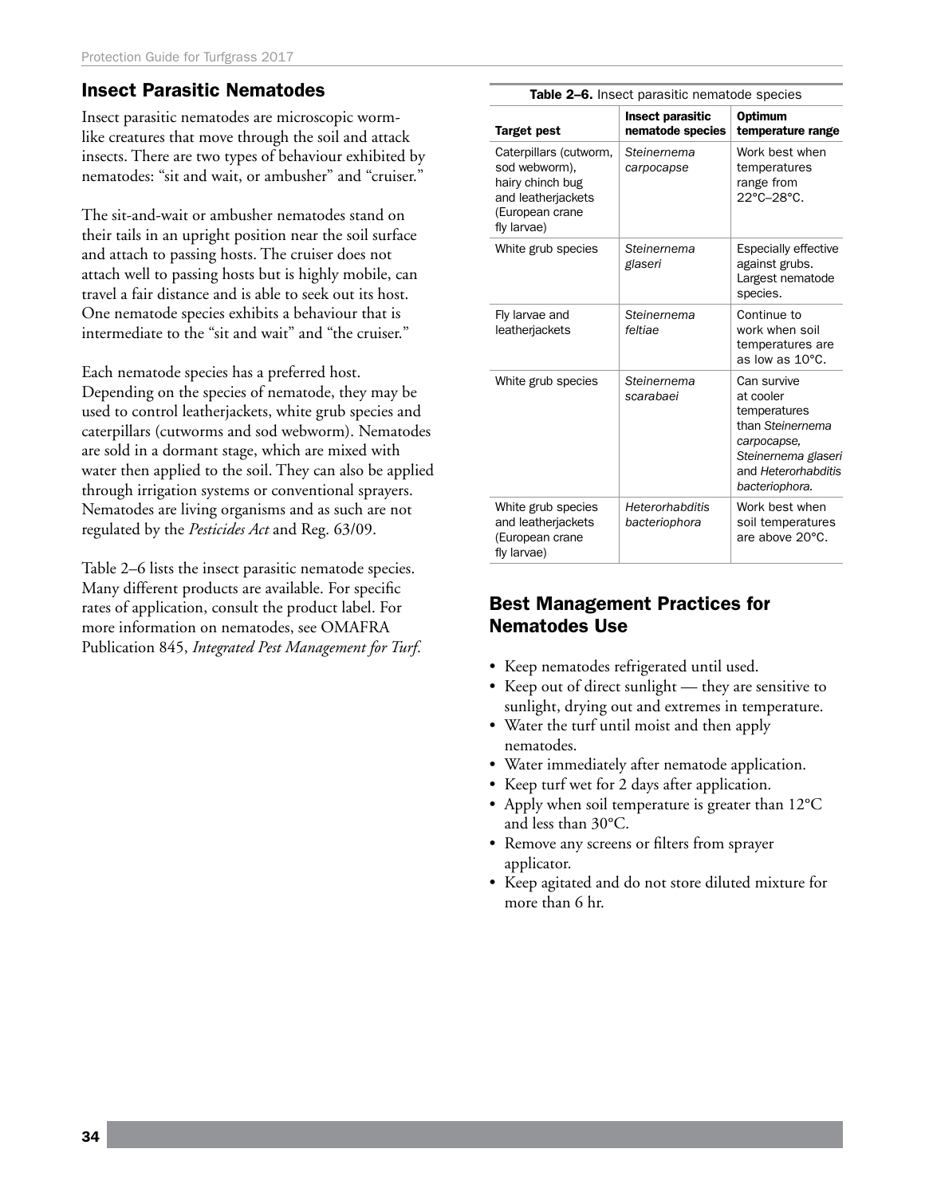## Insect Parasitic Nematodes

Insect parasitic nematodes are microscopic worm-like creatures that move through the soil and attack insects. There are two types of behaviour exhibited by nematodes: "sit and wait, or ambusher" and "cruiser."

The sit-and-wait or ambusher nematodes stand on their tails in an upright position near the soil surface and attach to passing hosts. The cruiser does not attach well to passing hosts but is highly mobile, can travel a fair distance and is able to seek out its host. One nematode species exhibits a behaviour that is intermediate to the "sit and wait" and "the cruiser."

Each nematode species has a preferred host. Depending on the species of nematode, they may be used to control leatherjackets, white grub species and caterpillars (cutworms and sod webworm). Nematodes are sold in a dormant stage, which are mixed with water then applied to the soil. They can also be applied through irrigation systems or conventional sprayers. Nematodes are living organisms and as such are not regulated by the *Pesticides Act* and Reg. 63/09.

Table 2–6 lists the insect parasitic nematode species. Many different products are available. For specific rates of application, consult the product label. For more information on nematodes, see OMAFRA Publication 845, *Integrated Pest Management for Turf*.

**Table 2–6.** Insect parasitic nematode species

| Target pest | Insect parasitic nematode species | Optimum temperature range |
|---|---|---|
| Caterpillars (cutworm, sod webworm), hairy chinch bug and leatherjackets (European crane fly larvae) | *Steinernema carpocapse* | Work best when temperatures range from 22°C–28°C. |
| White grub species | *Steinernema glaseri* | Especially effective against grubs. Largest nematode species. |
| Fly larvae and leatherjackets | *Steinernema feltiae* | Continue to work when soil temperatures are as low as 10°C. |
| White grub species | *Steinernema scarabaei* | Can survive at cooler temperatures than *Steinernema carpocapse, Steinernema glaseri* and *Heterorhabditis bacteriophora.* |
| White grub species and leatherjackets (European crane fly larvae) | *Heterorhabditis bacteriophora* | Work best when soil temperatures are above 20°C. |

## Best Management Practices for Nematodes Use

- Keep nematodes refrigerated until used.
- Keep out of direct sunlight — they are sensitive to sunlight, drying out and extremes in temperature.
- Water the turf until moist and then apply nematodes.
- Water immediately after nematode application.
- Keep turf wet for 2 days after application.
- Apply when soil temperature is greater than 12°C and less than 30°C.
- Remove any screens or filters from sprayer applicator.
- Keep agitated and do not store diluted mixture for more than 6 hr.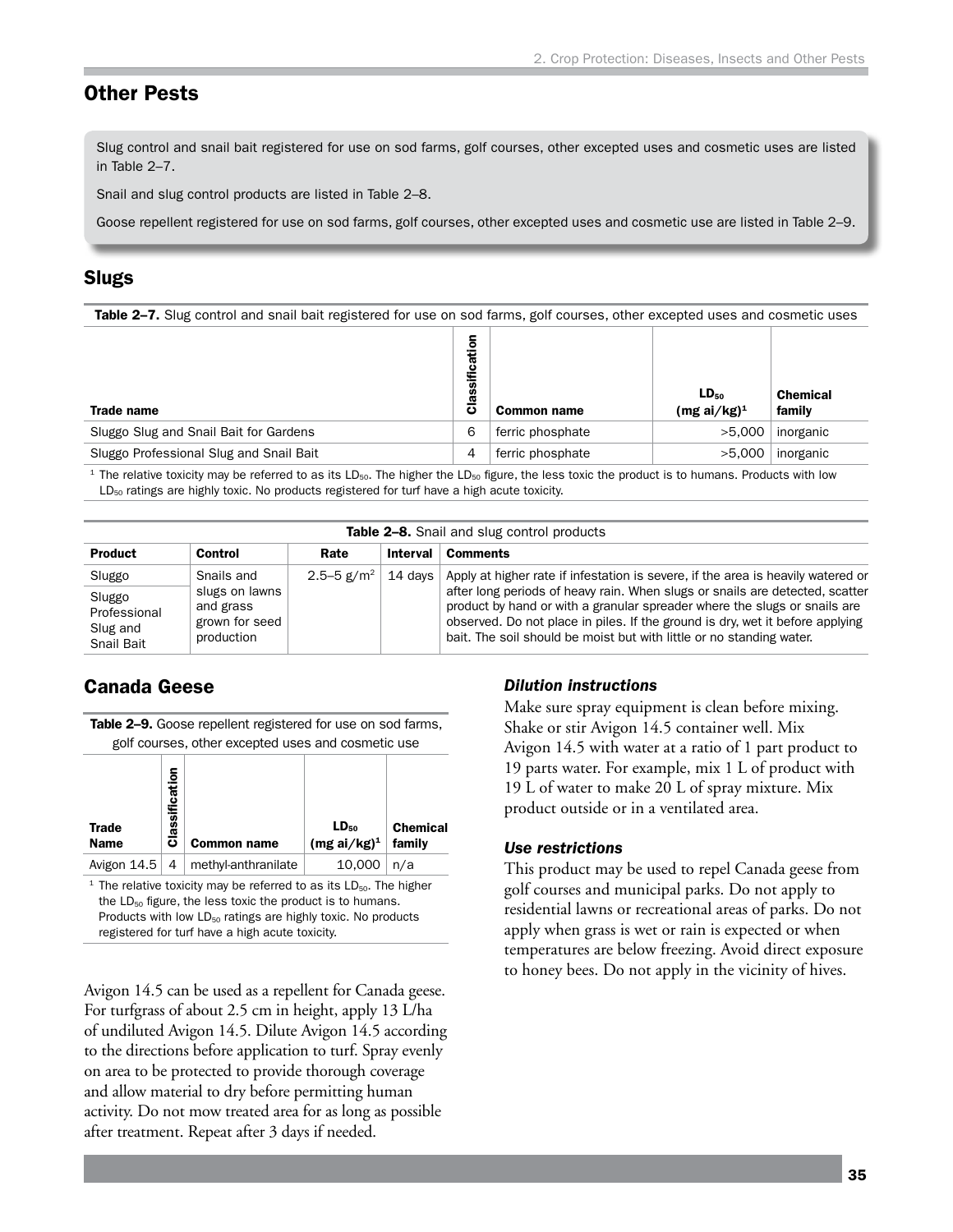## Other Pests

Slug control and snail bait registered for use on sod farms, golf courses, other excepted uses and cosmetic uses are listed in Table 2–7.

Snail and slug control products are listed in Table 2–8.

Goose repellent registered for use on sod farms, golf courses, other excepted uses and cosmetic use are listed in Table 2–9.

## Slugs

**Table 2–7.** Slug control and snail bait registered for use on sod farms, golf courses, other excepted uses and cosmetic uses

| Trade name | Classification | Common name | $LD_{50}$ (mg ai/kg)[1] | Chemical family |
|---|---|---|---|---|
| Sluggo Slug and Snail Bait for Gardens | 6 | ferric phosphate | >5,000 | inorganic |
| Sluggo Professional Slug and Snail Bait | 4 | ferric phosphate | >5,000 | inorganic |

[1] The relative toxicity may be referred to as its $LD_{50}$. The higher the $LD_{50}$ figure, the less toxic the product is to humans. Products with low $LD_{50}$ ratings are highly toxic. No products registered for turf have a high acute toxicity.

**Table 2–8.** Snail and slug control products

| Product | Control | Rate | Interval | Comments |
|---|---|---|---|---|
| Sluggo | Snails and slugs on lawns and grass grown for seed production | 2.5–5 g/m$^2$ | 14 days | Apply at higher rate if infestation is severe, if the area is heavily watered or after long periods of heavy rain. When slugs or snails are detected, scatter product by hand or with a granular spreader where the slugs or snails are observed. Do not place in piles. If the ground is dry, wet it before applying bait. The soil should be moist but with little or no standing water. |
| Sluggo Professional Slug and Snail Bait | | | | |

## Canada Geese

**Table 2–9.** Goose repellent registered for use on sod farms, golf courses, other excepted uses and cosmetic use

| Trade Name | Classification | Common name | $LD_{50}$ (mg ai/kg)[1] | Chemical family |
|---|---|---|---|---|
| Avigon 14.5 | 4 | methyl-anthranilate | 10,000 | n/a |

[1] The relative toxicity may be referred to as its $LD_{50}$. The higher the $LD_{50}$ figure, the less toxic the product is to humans. Products with low $LD_{50}$ ratings are highly toxic. No products registered for turf have a high acute toxicity.

Avigon 14.5 can be used as a repellent for Canada geese. For turfgrass of about 2.5 cm in height, apply 13 L/ha of undiluted Avigon 14.5. Dilute Avigon 14.5 according to the directions before application to turf. Spray evenly on area to be protected to provide thorough coverage and allow material to dry before permitting human activity. Do not mow treated area for as long as possible after treatment. Repeat after 3 days if needed.

#### *Dilution instructions*

Make sure spray equipment is clean before mixing. Shake or stir Avigon 14.5 container well. Mix Avigon 14.5 with water at a ratio of 1 part product to 19 parts water. For example, mix 1 L of product with 19 L of water to make 20 L of spray mixture. Mix product outside or in a ventilated area.

#### *Use restrictions*

This product may be used to repel Canada geese from golf courses and municipal parks. Do not apply to residential lawns or recreational areas of parks. Do not apply when grass is wet or rain is expected or when temperatures are below freezing. Avoid direct exposure to honey bees. Do not apply in the vicinity of hives.